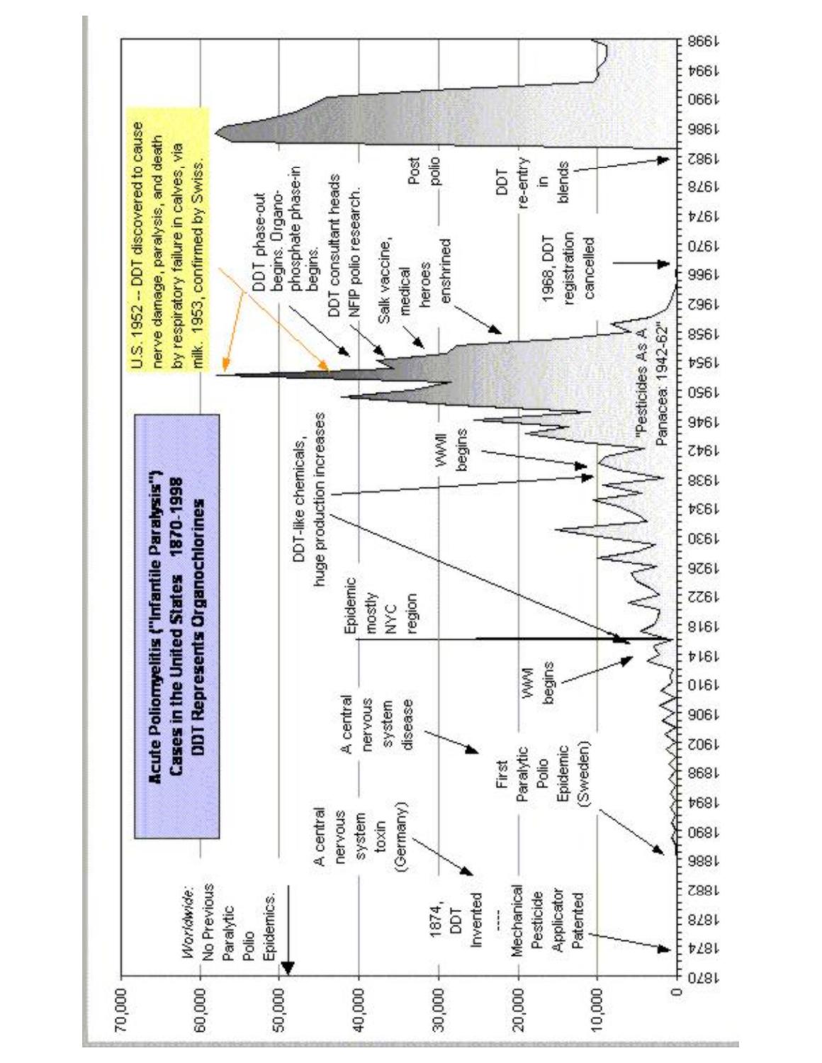**Acute Poliomyelitis ("Infantile Paralysis") Cases in the United States 1870-1998**

**DDT Represents Organochlorines**

*Worldwide:* No Previous Paralytic Polio Epidemics.

1874, DDT Invented

----

Mechanical Pesticide Applicator Patented

A central nervous system toxin (Germany)

First Paralytic Polio Epidemic (Sweden)

A central nervous system disease

WWI begins

Epidemic mostly NYC region

DDT-like chemicals, huge production increases

WWII begins

"Pesticides As A Panacea: 1942-62"

U.S. 1952 -- DDT discovered to cause nerve damage, paralysis, and death by respiratory failure in calves, via milk. 1953, confirmed by Swiss.

DDT phase-out begins. Organo-phosphate phase-in begins.

DDT consultant heads NFIP polio research.

Salk vaccine, medical heroes enshrined

1968, DDT registration cancelled

DDT re-entry in blends

Post polio

Y-axis: 0, 10,000, 20,000, 30,000, 40,000, 50,000, 60,000, 70,000

X-axis: 1870, 1874, 1878, 1882, 1886, 1890, 1894, 1898, 1902, 1906, 1910, 1914, 1918, 1922, 1926, 1930, 1934, 1938, 1942, 1946, 1950, 1954, 1958, 1962, 1966, 1970, 1974, 1978, 1982, 1986, 1990, 1994, 1998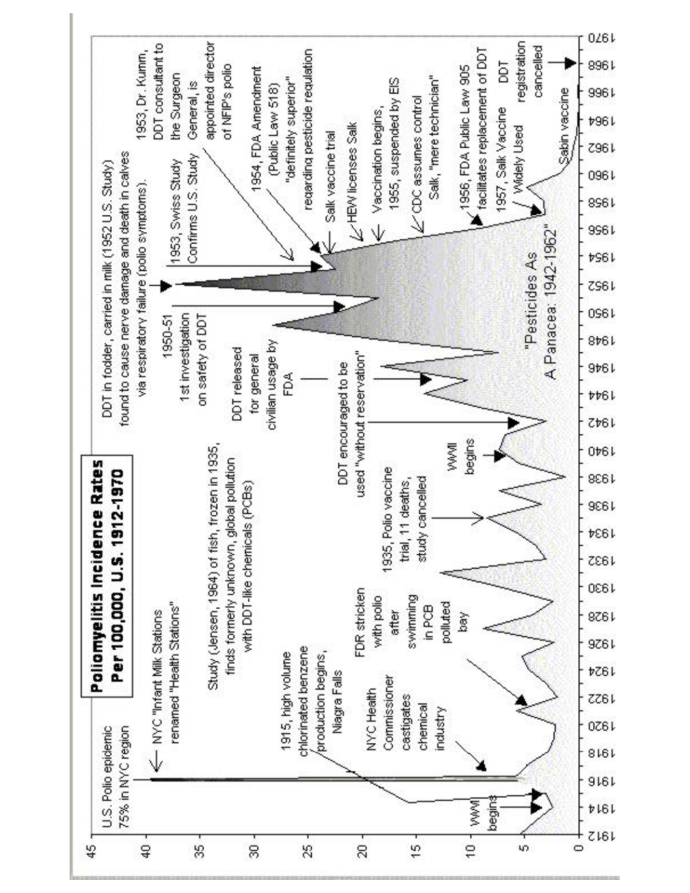**Poliomyelitis Incidence Rates Per 100,000, U.S. 1912-1970**

U.S. Polio epidemic 75% in NYC region

NYC "Infant Milk Stations renamed "Health Stations"

Study (Jensen, 1964) of fish, frozen in 1935, finds formerly unknown, global pollution with DDT-like chemicals (PCBs)

WWI begins

1915, high volume chlorinated benzene production begins, Niagra Falls

NYC Health Commissioner castigates chemical industry

FDR stricken with polio after swimming in PCB polluted bay

1935, Polio vaccine trial, 11 deaths, study cancelled

WWII begins

DDT encouraged to be used "without reservation"

DDT released for general civilian usage by FDA

1950-51 1st investigation on safety of DDT

DDT in fodder, carried in milk (1952 U.S. Study) found to cause nerve damage and death in calves via respiratory failure (polio symptoms).

1953, Swiss Study Confirms U.S. Study

1953, Dr. Kumm, DDT consultant to the Surgeon General, is appointed director of NFIP's polio

1954, FDA Amendment (Public Law 518) "definitely superior" regarding pesticide regulation

Salk vaccine trial

HEW licenses Salk

Vaccination begins, 1955, suspended by EIS

CDC assumes control Salk, "mere technician"

1956, FDA Public Law 905 facilitates replacement of DDT

1957, Salk Vaccine Widely Used

DDT registration cancelled

Sabin vaccine

"Pesticides As A Panacea: 1942-1962"

Y-axis: 0, 5, 10, 15, 20, 25, 30, 35, 40, 45

X-axis: 1912, 1914, 1916, 1918, 1920, 1922, 1924, 1926, 1928, 1930, 1932, 1934, 1936, 1938, 1940, 1942, 1944, 1946, 1948, 1950, 1952, 1954, 1956, 1958, 1960, 1962, 1964, 1966, 1968, 1970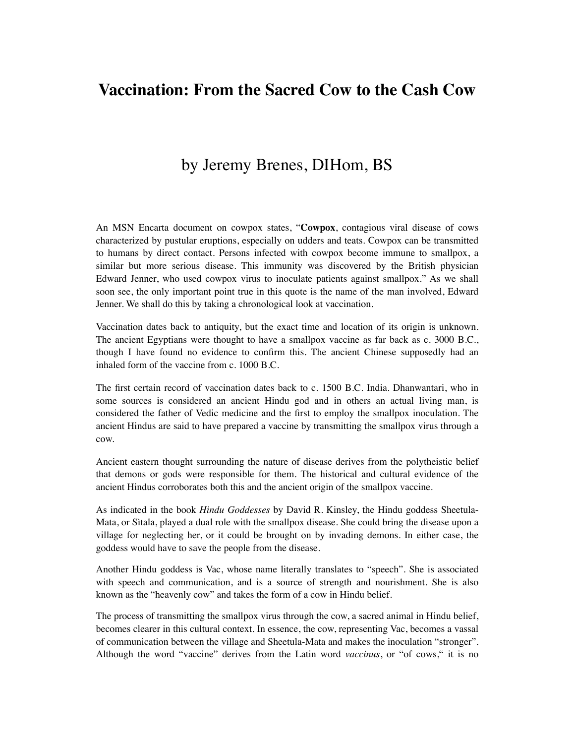# Vaccination: From the Sacred Cow to the Cash Cow

## by Jeremy Brenes, DIHom, BS

An MSN Encarta document on cowpox states, "**Cowpox**, contagious viral disease of cows characterized by pustular eruptions, especially on udders and teats. Cowpox can be transmitted to humans by direct contact. Persons infected with cowpox become immune to smallpox, a similar but more serious disease. This immunity was discovered by the British physician Edward Jenner, who used cowpox virus to inoculate patients against smallpox." As we shall soon see, the only important point true in this quote is the name of the man involved, Edward Jenner. We shall do this by taking a chronological look at vaccination.

Vaccination dates back to antiquity, but the exact time and location of its origin is unknown. The ancient Egyptians were thought to have a smallpox vaccine as far back as c. 3000 B.C., though I have found no evidence to confirm this. The ancient Chinese supposedly had an inhaled form of the vaccine from c. 1000 B.C.

The first certain record of vaccination dates back to c. 1500 B.C. India. Dhanwantari, who in some sources is considered an ancient Hindu god and in others an actual living man, is considered the father of Vedic medicine and the first to employ the smallpox inoculation. The ancient Hindus are said to have prepared a vaccine by transmitting the smallpox virus through a cow.

Ancient eastern thought surrounding the nature of disease derives from the polytheistic belief that demons or gods were responsible for them. The historical and cultural evidence of the ancient Hindus corroborates both this and the ancient origin of the smallpox vaccine.

As indicated in the book *Hindu Goddesses* by David R. Kinsley, the Hindu goddess Sheetula-Mata, or Sìtala, played a dual role with the smallpox disease. She could bring the disease upon a village for neglecting her, or it could be brought on by invading demons. In either case, the goddess would have to save the people from the disease.

Another Hindu goddess is Vac, whose name literally translates to "speech". She is associated with speech and communication, and is a source of strength and nourishment. She is also known as the "heavenly cow" and takes the form of a cow in Hindu belief.

The process of transmitting the smallpox virus through the cow, a sacred animal in Hindu belief, becomes clearer in this cultural context. In essence, the cow, representing Vac, becomes a vassal of communication between the village and Sheetula-Mata and makes the inoculation "stronger". Although the word "vaccine" derives from the Latin word *vaccinus*, or "of cows," it is no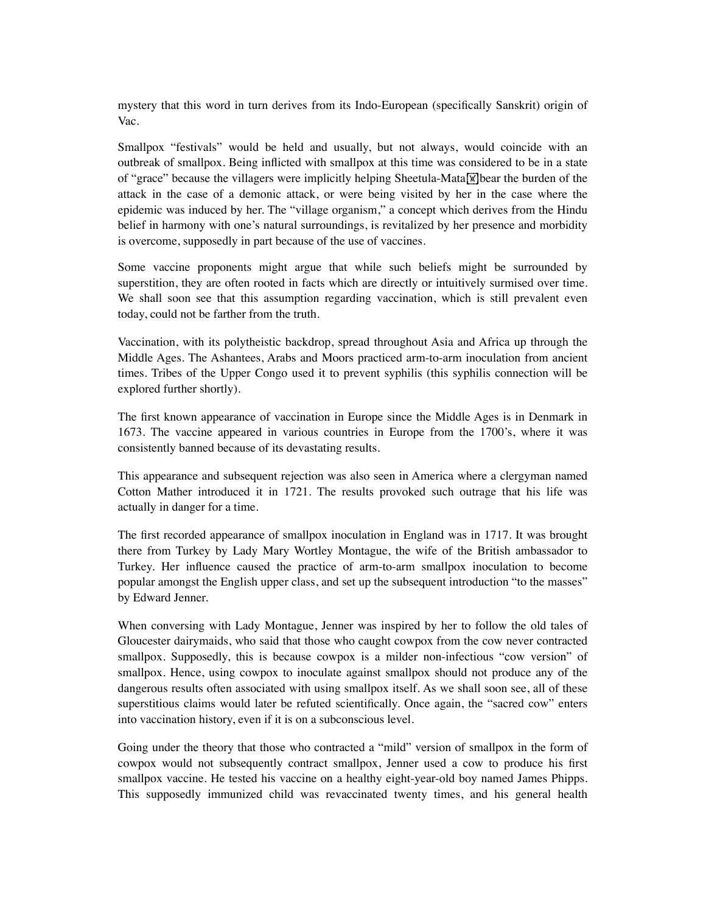mystery that this word in turn derives from its Indo-European (specifically Sanskrit) origin of Vac.

Smallpox "festivals" would be held and usually, but not always, would coincide with an outbreak of smallpox. Being inflicted with smallpox at this time was considered to be in a state of "grace" because the villagers were implicitly helping Sheetula-Mata bear the burden of the attack in the case of a demonic attack, or were being visited by her in the case where the epidemic was induced by her. The "village organism," a concept which derives from the Hindu belief in harmony with one's natural surroundings, is revitalized by her presence and morbidity is overcome, supposedly in part because of the use of vaccines.

Some vaccine proponents might argue that while such beliefs might be surrounded by superstition, they are often rooted in facts which are directly or intuitively surmised over time. We shall soon see that this assumption regarding vaccination, which is still prevalent even today, could not be farther from the truth.

Vaccination, with its polytheistic backdrop, spread throughout Asia and Africa up through the Middle Ages. The Ashantees, Arabs and Moors practiced arm-to-arm inoculation from ancient times. Tribes of the Upper Congo used it to prevent syphilis (this syphilis connection will be explored further shortly).

The first known appearance of vaccination in Europe since the Middle Ages is in Denmark in 1673. The vaccine appeared in various countries in Europe from the 1700's, where it was consistently banned because of its devastating results.

This appearance and subsequent rejection was also seen in America where a clergyman named Cotton Mather introduced it in 1721. The results provoked such outrage that his life was actually in danger for a time.

The first recorded appearance of smallpox inoculation in England was in 1717. It was brought there from Turkey by Lady Mary Wortley Montague, the wife of the British ambassador to Turkey. Her influence caused the practice of arm-to-arm smallpox inoculation to become popular amongst the English upper class, and set up the subsequent introduction "to the masses" by Edward Jenner.

When conversing with Lady Montague, Jenner was inspired by her to follow the old tales of Gloucester dairymaids, who said that those who caught cowpox from the cow never contracted smallpox. Supposedly, this is because cowpox is a milder non-infectious "cow version" of smallpox. Hence, using cowpox to inoculate against smallpox should not produce any of the dangerous results often associated with using smallpox itself. As we shall soon see, all of these superstitious claims would later be refuted scientifically. Once again, the "sacred cow" enters into vaccination history, even if it is on a subconscious level.

Going under the theory that those who contracted a "mild" version of smallpox in the form of cowpox would not subsequently contract smallpox, Jenner used a cow to produce his first smallpox vaccine. He tested his vaccine on a healthy eight-year-old boy named James Phipps. This supposedly immunized child was revaccinated twenty times, and his general health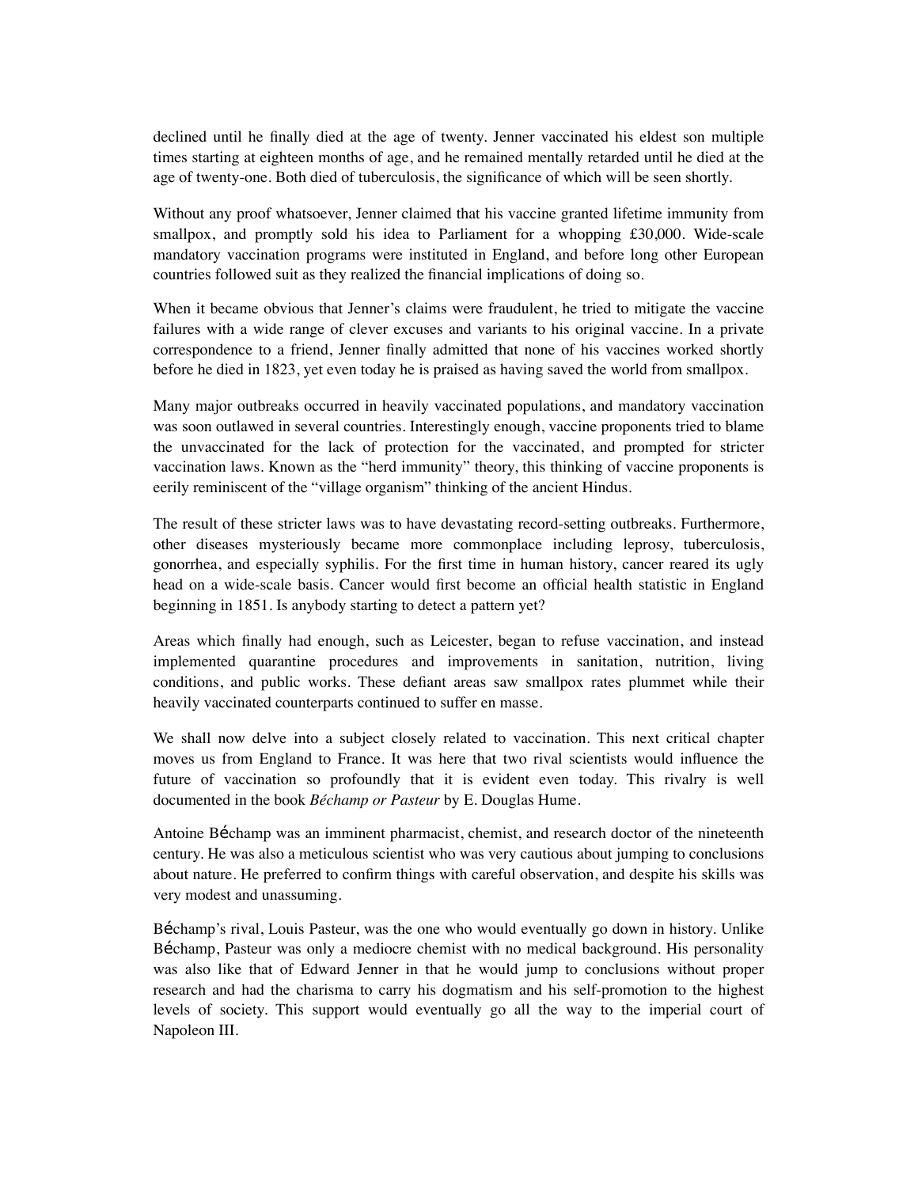declined until he finally died at the age of twenty. Jenner vaccinated his eldest son multiple times starting at eighteen months of age, and he remained mentally retarded until he died at the age of twenty-one. Both died of tuberculosis, the significance of which will be seen shortly.

Without any proof whatsoever, Jenner claimed that his vaccine granted lifetime immunity from smallpox, and promptly sold his idea to Parliament for a whopping £30,000. Wide-scale mandatory vaccination programs were instituted in England, and before long other European countries followed suit as they realized the financial implications of doing so.

When it became obvious that Jenner's claims were fraudulent, he tried to mitigate the vaccine failures with a wide range of clever excuses and variants to his original vaccine. In a private correspondence to a friend, Jenner finally admitted that none of his vaccines worked shortly before he died in 1823, yet even today he is praised as having saved the world from smallpox.

Many major outbreaks occurred in heavily vaccinated populations, and mandatory vaccination was soon outlawed in several countries. Interestingly enough, vaccine proponents tried to blame the unvaccinated for the lack of protection for the vaccinated, and prompted for stricter vaccination laws. Known as the "herd immunity" theory, this thinking of vaccine proponents is eerily reminiscent of the "village organism" thinking of the ancient Hindus.

The result of these stricter laws was to have devastating record-setting outbreaks. Furthermore, other diseases mysteriously became more commonplace including leprosy, tuberculosis, gonorrhea, and especially syphilis. For the first time in human history, cancer reared its ugly head on a wide-scale basis. Cancer would first become an official health statistic in England beginning in 1851. Is anybody starting to detect a pattern yet?

Areas which finally had enough, such as Leicester, began to refuse vaccination, and instead implemented quarantine procedures and improvements in sanitation, nutrition, living conditions, and public works. These defiant areas saw smallpox rates plummet while their heavily vaccinated counterparts continued to suffer en masse.

We shall now delve into a subject closely related to vaccination. This next critical chapter moves us from England to France. It was here that two rival scientists would influence the future of vaccination so profoundly that it is evident even today. This rivalry is well documented in the book *Béchamp or Pasteur* by E. Douglas Hume.

Antoine Béchamp was an imminent pharmacist, chemist, and research doctor of the nineteenth century. He was also a meticulous scientist who was very cautious about jumping to conclusions about nature. He preferred to confirm things with careful observation, and despite his skills was very modest and unassuming.

Béchamp's rival, Louis Pasteur, was the one who would eventually go down in history. Unlike Béchamp, Pasteur was only a mediocre chemist with no medical background. His personality was also like that of Edward Jenner in that he would jump to conclusions without proper research and had the charisma to carry his dogmatism and his self-promotion to the highest levels of society. This support would eventually go all the way to the imperial court of Napoleon III.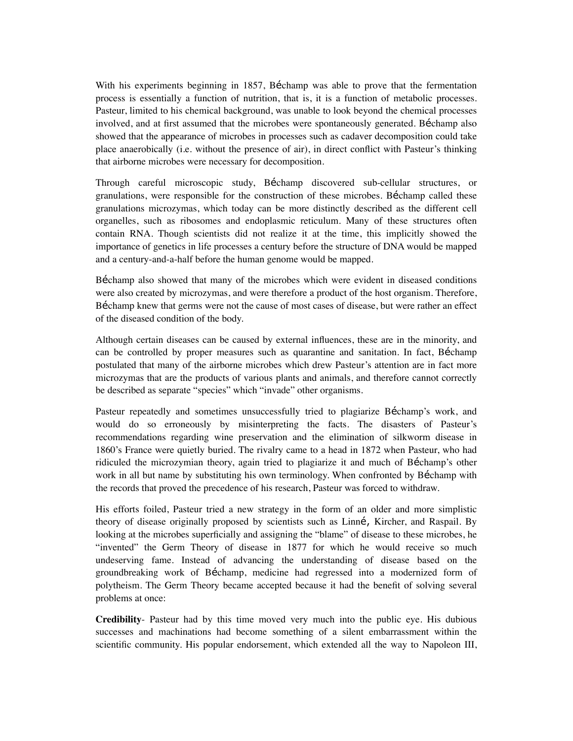With his experiments beginning in 1857, Béchamp was able to prove that the fermentation process is essentially a function of nutrition, that is, it is a function of metabolic processes. Pasteur, limited to his chemical background, was unable to look beyond the chemical processes involved, and at first assumed that the microbes were spontaneously generated. Béchamp also showed that the appearance of microbes in processes such as cadaver decomposition could take place anaerobically (i.e. without the presence of air), in direct conflict with Pasteur's thinking that airborne microbes were necessary for decomposition.

Through careful microscopic study, Béchamp discovered sub-cellular structures, or granulations, were responsible for the construction of these microbes. Béchamp called these granulations microzymas, which today can be more distinctly described as the different cell organelles, such as ribosomes and endoplasmic reticulum. Many of these structures often contain RNA. Though scientists did not realize it at the time, this implicitly showed the importance of genetics in life processes a century before the structure of DNA would be mapped and a century-and-a-half before the human genome would be mapped.

Béchamp also showed that many of the microbes which were evident in diseased conditions were also created by microzymas, and were therefore a product of the host organism. Therefore, Béchamp knew that germs were not the cause of most cases of disease, but were rather an effect of the diseased condition of the body.

Although certain diseases can be caused by external influences, these are in the minority, and can be controlled by proper measures such as quarantine and sanitation. In fact, Béchamp postulated that many of the airborne microbes which drew Pasteur's attention are in fact more microzymas that are the products of various plants and animals, and therefore cannot correctly be described as separate "species" which "invade" other organisms.

Pasteur repeatedly and sometimes unsuccessfully tried to plagiarize Béchamp's work, and would do so erroneously by misinterpreting the facts. The disasters of Pasteur's recommendations regarding wine preservation and the elimination of silkworm disease in 1860's France were quietly buried. The rivalry came to a head in 1872 when Pasteur, who had ridiculed the microzymian theory, again tried to plagiarize it and much of Béchamp's other work in all but name by substituting his own terminology. When confronted by Béchamp with the records that proved the precedence of his research, Pasteur was forced to withdraw.

His efforts foiled, Pasteur tried a new strategy in the form of an older and more simplistic theory of disease originally proposed by scientists such as Linné, Kircher, and Raspail. By looking at the microbes superficially and assigning the "blame" of disease to these microbes, he "invented" the Germ Theory of disease in 1877 for which he would receive so much undeserving fame. Instead of advancing the understanding of disease based on the groundbreaking work of Béchamp, medicine had regressed into a modernized form of polytheism. The Germ Theory became accepted because it had the benefit of solving several problems at once:

**Credibility**- Pasteur had by this time moved very much into the public eye. His dubious successes and machinations had become something of a silent embarrassment within the scientific community. His popular endorsement, which extended all the way to Napoleon III,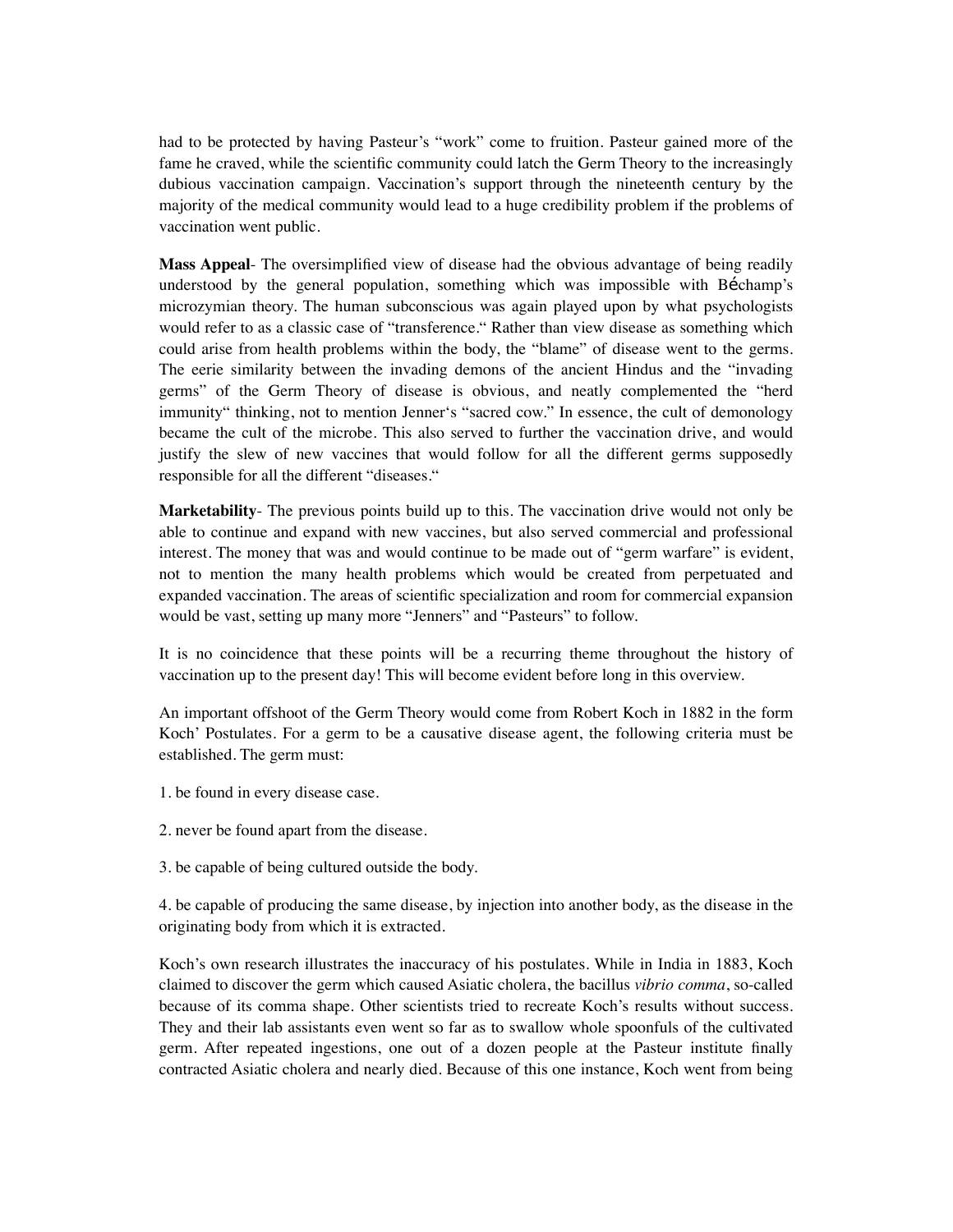had to be protected by having Pasteur's "work" come to fruition. Pasteur gained more of the fame he craved, while the scientific community could latch the Germ Theory to the increasingly dubious vaccination campaign. Vaccination's support through the nineteenth century by the majority of the medical community would lead to a huge credibility problem if the problems of vaccination went public.

**Mass Appeal**- The oversimplified view of disease had the obvious advantage of being readily understood by the general population, something which was impossible with Béchamp's microzymian theory. The human subconscious was again played upon by what psychologists would refer to as a classic case of "transference." Rather than view disease as something which could arise from health problems within the body, the "blame" of disease went to the germs. The eerie similarity between the invading demons of the ancient Hindus and the "invading germs" of the Germ Theory of disease is obvious, and neatly complemented the "herd immunity" thinking, not to mention Jenner's "sacred cow." In essence, the cult of demonology became the cult of the microbe. This also served to further the vaccination drive, and would justify the slew of new vaccines that would follow for all the different germs supposedly responsible for all the different "diseases."

**Marketability**- The previous points build up to this. The vaccination drive would not only be able to continue and expand with new vaccines, but also served commercial and professional interest. The money that was and would continue to be made out of "germ warfare" is evident, not to mention the many health problems which would be created from perpetuated and expanded vaccination. The areas of scientific specialization and room for commercial expansion would be vast, setting up many more "Jenners" and "Pasteurs" to follow.

It is no coincidence that these points will be a recurring theme throughout the history of vaccination up to the present day! This will become evident before long in this overview.

An important offshoot of the Germ Theory would come from Robert Koch in 1882 in the form Koch' Postulates. For a germ to be a causative disease agent, the following criteria must be established. The germ must:

1. be found in every disease case.

2. never be found apart from the disease.

3. be capable of being cultured outside the body.

4. be capable of producing the same disease, by injection into another body, as the disease in the originating body from which it is extracted.

Koch's own research illustrates the inaccuracy of his postulates. While in India in 1883, Koch claimed to discover the germ which caused Asiatic cholera, the bacillus *vibrio comma*, so-called because of its comma shape. Other scientists tried to recreate Koch's results without success. They and their lab assistants even went so far as to swallow whole spoonfuls of the cultivated germ. After repeated ingestions, one out of a dozen people at the Pasteur institute finally contracted Asiatic cholera and nearly died. Because of this one instance, Koch went from being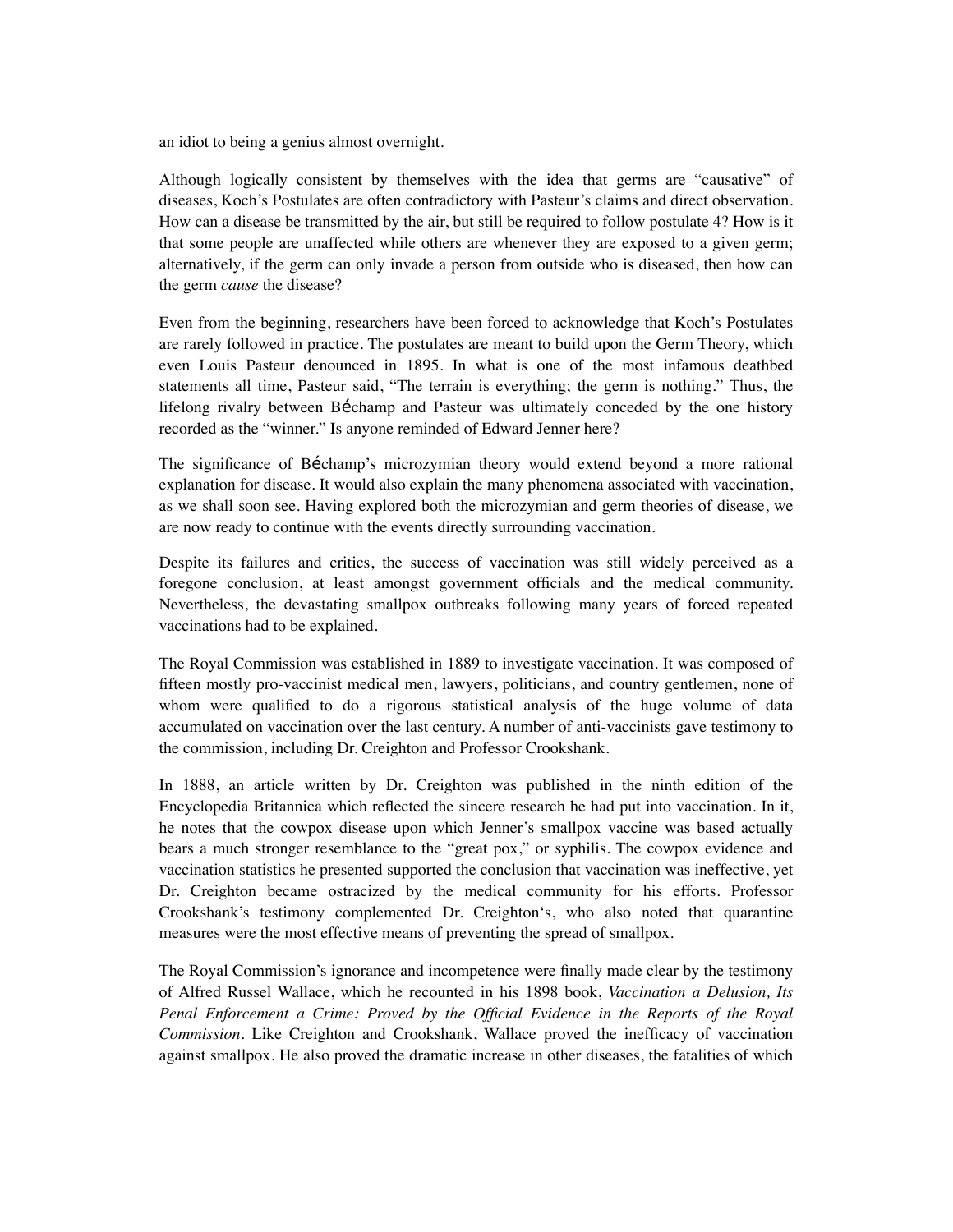an idiot to being a genius almost overnight.

Although logically consistent by themselves with the idea that germs are "causative" of diseases, Koch's Postulates are often contradictory with Pasteur's claims and direct observation. How can a disease be transmitted by the air, but still be required to follow postulate 4? How is it that some people are unaffected while others are whenever they are exposed to a given germ; alternatively, if the germ can only invade a person from outside who is diseased, then how can the germ *cause* the disease?

Even from the beginning, researchers have been forced to acknowledge that Koch's Postulates are rarely followed in practice. The postulates are meant to build upon the Germ Theory, which even Louis Pasteur denounced in 1895. In what is one of the most infamous deathbed statements all time, Pasteur said, "The terrain is everything; the germ is nothing." Thus, the lifelong rivalry between Béchamp and Pasteur was ultimately conceded by the one history recorded as the "winner." Is anyone reminded of Edward Jenner here?

The significance of Béchamp's microzymian theory would extend beyond a more rational explanation for disease. It would also explain the many phenomena associated with vaccination, as we shall soon see. Having explored both the microzymian and germ theories of disease, we are now ready to continue with the events directly surrounding vaccination.

Despite its failures and critics, the success of vaccination was still widely perceived as a foregone conclusion, at least amongst government officials and the medical community. Nevertheless, the devastating smallpox outbreaks following many years of forced repeated vaccinations had to be explained.

The Royal Commission was established in 1889 to investigate vaccination. It was composed of fifteen mostly pro-vaccinist medical men, lawyers, politicians, and country gentlemen, none of whom were qualified to do a rigorous statistical analysis of the huge volume of data accumulated on vaccination over the last century. A number of anti-vaccinists gave testimony to the commission, including Dr. Creighton and Professor Crookshank.

In 1888, an article written by Dr. Creighton was published in the ninth edition of the Encyclopedia Britannica which reflected the sincere research he had put into vaccination. In it, he notes that the cowpox disease upon which Jenner's smallpox vaccine was based actually bears a much stronger resemblance to the "great pox," or syphilis. The cowpox evidence and vaccination statistics he presented supported the conclusion that vaccination was ineffective, yet Dr. Creighton became ostracized by the medical community for his efforts. Professor Crookshank's testimony complemented Dr. Creighton's, who also noted that quarantine measures were the most effective means of preventing the spread of smallpox.

The Royal Commission's ignorance and incompetence were finally made clear by the testimony of Alfred Russel Wallace, which he recounted in his 1898 book, *Vaccination a Delusion, Its Penal Enforcement a Crime: Proved by the Official Evidence in the Reports of the Royal Commission*. Like Creighton and Crookshank, Wallace proved the inefficacy of vaccination against smallpox. He also proved the dramatic increase in other diseases, the fatalities of which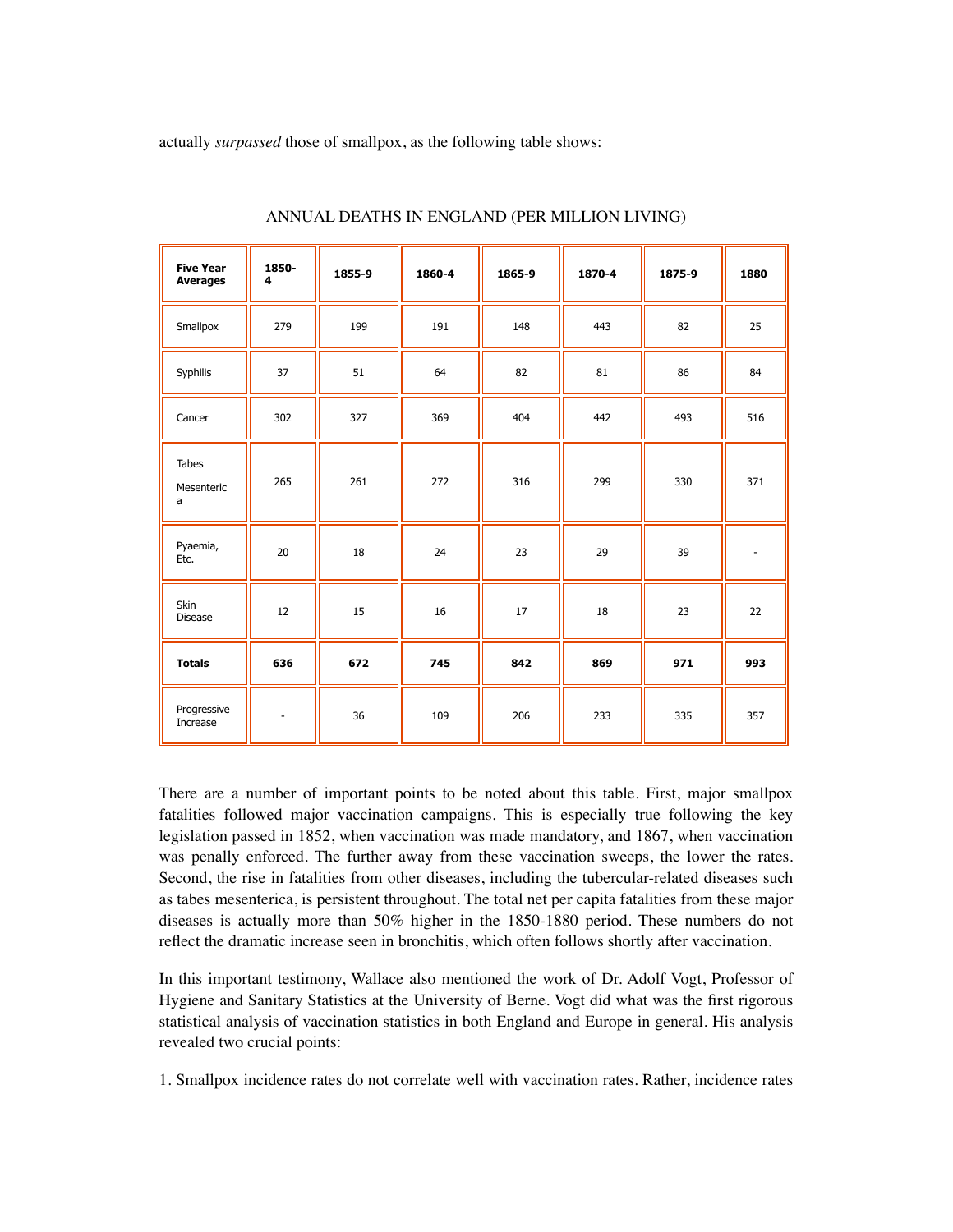actually *surpassed* those of smallpox, as the following table shows:

ANNUAL DEATHS IN ENGLAND (PER MILLION LIVING)

| **Five Year Averages** | **1850-4** | **1855-9** | **1860-4** | **1865-9** | **1870-4** | **1875-9** | **1880** |
|---|---|---|---|---|---|---|---|
| Smallpox | 279 | 199 | 191 | 148 | 443 | 82 | 25 |
| Syphilis | 37 | 51 | 64 | 82 | 81 | 86 | 84 |
| Cancer | 302 | 327 | 369 | 404 | 442 | 493 | 516 |
| Tabes Mesenterica | 265 | 261 | 272 | 316 | 299 | 330 | 371 |
| Pyaemia, Etc. | 20 | 18 | 24 | 23 | 29 | 39 | - |
| Skin Disease | 12 | 15 | 16 | 17 | 18 | 23 | 22 |
| **Totals** | **636** | **672** | **745** | **842** | **869** | **971** | **993** |
| Progressive Increase | - | 36 | 109 | 206 | 233 | 335 | 357 |

There are a number of important points to be noted about this table. First, major smallpox fatalities followed major vaccination campaigns. This is especially true following the key legislation passed in 1852, when vaccination was made mandatory, and 1867, when vaccination was penally enforced. The further away from these vaccination sweeps, the lower the rates. Second, the rise in fatalities from other diseases, including the tubercular-related diseases such as tabes mesenterica, is persistent throughout. The total net per capita fatalities from these major diseases is actually more than 50% higher in the 1850-1880 period. These numbers do not reflect the dramatic increase seen in bronchitis, which often follows shortly after vaccination.

In this important testimony, Wallace also mentioned the work of Dr. Adolf Vogt, Professor of Hygiene and Sanitary Statistics at the University of Berne. Vogt did what was the first rigorous statistical analysis of vaccination statistics in both England and Europe in general. His analysis revealed two crucial points:

1. Smallpox incidence rates do not correlate well with vaccination rates. Rather, incidence rates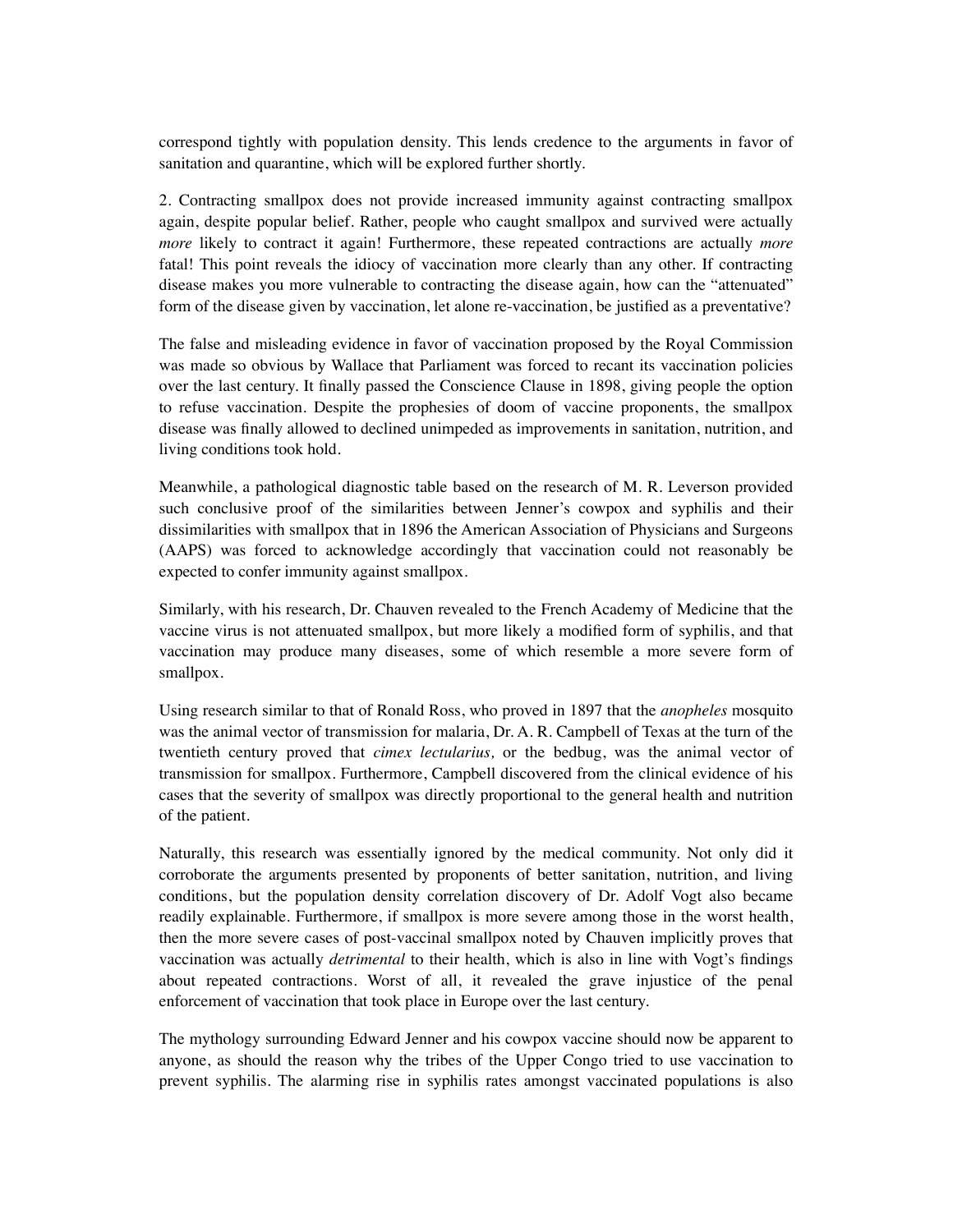correspond tightly with population density. This lends credence to the arguments in favor of sanitation and quarantine, which will be explored further shortly.

2. Contracting smallpox does not provide increased immunity against contracting smallpox again, despite popular belief. Rather, people who caught smallpox and survived were actually *more* likely to contract it again! Furthermore, these repeated contractions are actually *more* fatal! This point reveals the idiocy of vaccination more clearly than any other. If contracting disease makes you more vulnerable to contracting the disease again, how can the "attenuated" form of the disease given by vaccination, let alone re-vaccination, be justified as a preventative?

The false and misleading evidence in favor of vaccination proposed by the Royal Commission was made so obvious by Wallace that Parliament was forced to recant its vaccination policies over the last century. It finally passed the Conscience Clause in 1898, giving people the option to refuse vaccination. Despite the prophesies of doom of vaccine proponents, the smallpox disease was finally allowed to declined unimpeded as improvements in sanitation, nutrition, and living conditions took hold.

Meanwhile, a pathological diagnostic table based on the research of M. R. Leverson provided such conclusive proof of the similarities between Jenner's cowpox and syphilis and their dissimilarities with smallpox that in 1896 the American Association of Physicians and Surgeons (AAPS) was forced to acknowledge accordingly that vaccination could not reasonably be expected to confer immunity against smallpox.

Similarly, with his research, Dr. Chauven revealed to the French Academy of Medicine that the vaccine virus is not attenuated smallpox, but more likely a modified form of syphilis, and that vaccination may produce many diseases, some of which resemble a more severe form of smallpox.

Using research similar to that of Ronald Ross, who proved in 1897 that the *anopheles* mosquito was the animal vector of transmission for malaria, Dr. A. R. Campbell of Texas at the turn of the twentieth century proved that *cimex lectularius,* or the bedbug, was the animal vector of transmission for smallpox. Furthermore, Campbell discovered from the clinical evidence of his cases that the severity of smallpox was directly proportional to the general health and nutrition of the patient.

Naturally, this research was essentially ignored by the medical community. Not only did it corroborate the arguments presented by proponents of better sanitation, nutrition, and living conditions, but the population density correlation discovery of Dr. Adolf Vogt also became readily explainable. Furthermore, if smallpox is more severe among those in the worst health, then the more severe cases of post-vaccinal smallpox noted by Chauven implicitly proves that vaccination was actually *detrimental* to their health, which is also in line with Vogt's findings about repeated contractions. Worst of all, it revealed the grave injustice of the penal enforcement of vaccination that took place in Europe over the last century.

The mythology surrounding Edward Jenner and his cowpox vaccine should now be apparent to anyone, as should the reason why the tribes of the Upper Congo tried to use vaccination to prevent syphilis. The alarming rise in syphilis rates amongst vaccinated populations is also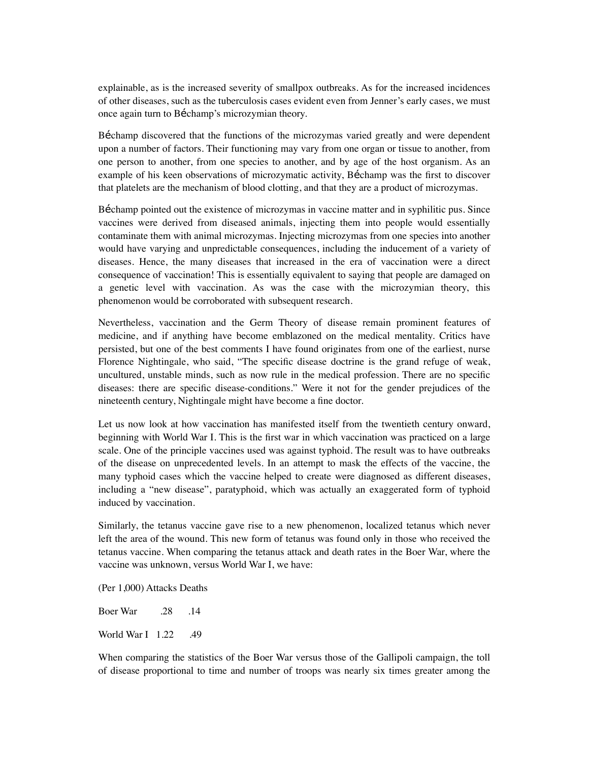explainable, as is the increased severity of smallpox outbreaks. As for the increased incidences of other diseases, such as the tuberculosis cases evident even from Jenner's early cases, we must once again turn to Béchamp's microzymian theory.

Béchamp discovered that the functions of the microzymas varied greatly and were dependent upon a number of factors. Their functioning may vary from one organ or tissue to another, from one person to another, from one species to another, and by age of the host organism. As an example of his keen observations of microzymatic activity, Béchamp was the first to discover that platelets are the mechanism of blood clotting, and that they are a product of microzymas.

Béchamp pointed out the existence of microzymas in vaccine matter and in syphilitic pus. Since vaccines were derived from diseased animals, injecting them into people would essentially contaminate them with animal microzymas. Injecting microzymas from one species into another would have varying and unpredictable consequences, including the inducement of a variety of diseases. Hence, the many diseases that increased in the era of vaccination were a direct consequence of vaccination! This is essentially equivalent to saying that people are damaged on a genetic level with vaccination. As was the case with the microzymian theory, this phenomenon would be corroborated with subsequent research.

Nevertheless, vaccination and the Germ Theory of disease remain prominent features of medicine, and if anything have become emblazoned on the medical mentality. Critics have persisted, but one of the best comments I have found originates from one of the earliest, nurse Florence Nightingale, who said, "The specific disease doctrine is the grand refuge of weak, uncultured, unstable minds, such as now rule in the medical profession. There are no specific diseases: there are specific disease-conditions." Were it not for the gender prejudices of the nineteenth century, Nightingale might have become a fine doctor.

Let us now look at how vaccination has manifested itself from the twentieth century onward, beginning with World War I. This is the first war in which vaccination was practiced on a large scale. One of the principle vaccines used was against typhoid. The result was to have outbreaks of the disease on unprecedented levels. In an attempt to mask the effects of the vaccine, the many typhoid cases which the vaccine helped to create were diagnosed as different diseases, including a "new disease", paratyphoid, which was actually an exaggerated form of typhoid induced by vaccination.

Similarly, the tetanus vaccine gave rise to a new phenomenon, localized tetanus which never left the area of the wound. This new form of tetanus was found only in those who received the tetanus vaccine. When comparing the tetanus attack and death rates in the Boer War, where the vaccine was unknown, versus World War I, we have:

| (Per 1,000) | Attacks | Deaths |
|---|---|---|
| Boer War | .28 | .14 |
| World War I | 1.22 | .49 |

When comparing the statistics of the Boer War versus those of the Gallipoli campaign, the toll of disease proportional to time and number of troops was nearly six times greater among the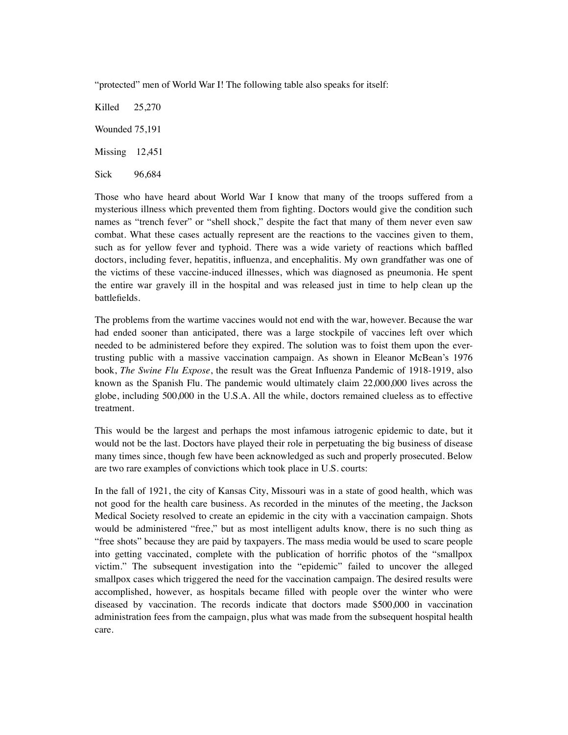"protected" men of World War I! The following table also speaks for itself:

| | |
|---|---|
| Killed | 25,270 |
| Wounded | 75,191 |
| Missing | 12,451 |
| Sick | 96,684 |

Those who have heard about World War I know that many of the troops suffered from a mysterious illness which prevented them from fighting. Doctors would give the condition such names as "trench fever" or "shell shock," despite the fact that many of them never even saw combat. What these cases actually represent are the reactions to the vaccines given to them, such as for yellow fever and typhoid. There was a wide variety of reactions which baffled doctors, including fever, hepatitis, influenza, and encephalitis. My own grandfather was one of the victims of these vaccine-induced illnesses, which was diagnosed as pneumonia. He spent the entire war gravely ill in the hospital and was released just in time to help clean up the battlefields.

The problems from the wartime vaccines would not end with the war, however. Because the war had ended sooner than anticipated, there was a large stockpile of vaccines left over which needed to be administered before they expired. The solution was to foist them upon the ever-trusting public with a massive vaccination campaign. As shown in Eleanor McBean's 1976 book, *The Swine Flu Expose*, the result was the Great Influenza Pandemic of 1918-1919, also known as the Spanish Flu. The pandemic would ultimately claim 22,000,000 lives across the globe, including 500,000 in the U.S.A. All the while, doctors remained clueless as to effective treatment.

This would be the largest and perhaps the most infamous iatrogenic epidemic to date, but it would not be the last. Doctors have played their role in perpetuating the big business of disease many times since, though few have been acknowledged as such and properly prosecuted. Below are two rare examples of convictions which took place in U.S. courts:

In the fall of 1921, the city of Kansas City, Missouri was in a state of good health, which was not good for the health care business. As recorded in the minutes of the meeting, the Jackson Medical Society resolved to create an epidemic in the city with a vaccination campaign. Shots would be administered "free," but as most intelligent adults know, there is no such thing as "free shots" because they are paid by taxpayers. The mass media would be used to scare people into getting vaccinated, complete with the publication of horrific photos of the "smallpox victim." The subsequent investigation into the "epidemic" failed to uncover the alleged smallpox cases which triggered the need for the vaccination campaign. The desired results were accomplished, however, as hospitals became filled with people over the winter who were diseased by vaccination. The records indicate that doctors made $500,000 in vaccination administration fees from the campaign, plus what was made from the subsequent hospital health care.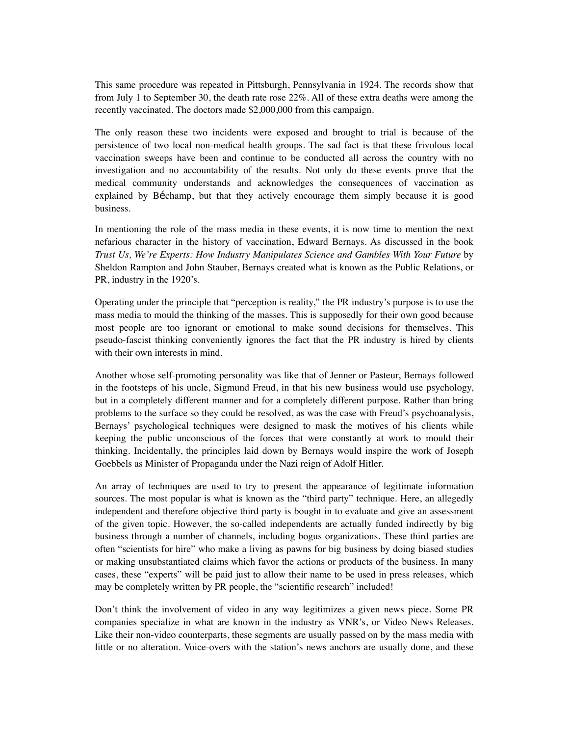This same procedure was repeated in Pittsburgh, Pennsylvania in 1924. The records show that from July 1 to September 30, the death rate rose 22%. All of these extra deaths were among the recently vaccinated. The doctors made $2,000,000 from this campaign.

The only reason these two incidents were exposed and brought to trial is because of the persistence of two local non-medical health groups. The sad fact is that these frivolous local vaccination sweeps have been and continue to be conducted all across the country with no investigation and no accountability of the results. Not only do these events prove that the medical community understands and acknowledges the consequences of vaccination as explained by Béchamp, but that they actively encourage them simply because it is good business.

In mentioning the role of the mass media in these events, it is now time to mention the next nefarious character in the history of vaccination, Edward Bernays. As discussed in the book *Trust Us, We're Experts: How Industry Manipulates Science and Gambles With Your Future* by Sheldon Rampton and John Stauber, Bernays created what is known as the Public Relations, or PR, industry in the 1920's.

Operating under the principle that "perception is reality," the PR industry's purpose is to use the mass media to mould the thinking of the masses. This is supposedly for their own good because most people are too ignorant or emotional to make sound decisions for themselves. This pseudo-fascist thinking conveniently ignores the fact that the PR industry is hired by clients with their own interests in mind.

Another whose self-promoting personality was like that of Jenner or Pasteur, Bernays followed in the footsteps of his uncle, Sigmund Freud, in that his new business would use psychology, but in a completely different manner and for a completely different purpose. Rather than bring problems to the surface so they could be resolved, as was the case with Freud's psychoanalysis, Bernays' psychological techniques were designed to mask the motives of his clients while keeping the public unconscious of the forces that were constantly at work to mould their thinking. Incidentally, the principles laid down by Bernays would inspire the work of Joseph Goebbels as Minister of Propaganda under the Nazi reign of Adolf Hitler.

An array of techniques are used to try to present the appearance of legitimate information sources. The most popular is what is known as the "third party" technique. Here, an allegedly independent and therefore objective third party is bought in to evaluate and give an assessment of the given topic. However, the so-called independents are actually funded indirectly by big business through a number of channels, including bogus organizations. These third parties are often "scientists for hire" who make a living as pawns for big business by doing biased studies or making unsubstantiated claims which favor the actions or products of the business. In many cases, these "experts" will be paid just to allow their name to be used in press releases, which may be completely written by PR people, the "scientific research" included!

Don't think the involvement of video in any way legitimizes a given news piece. Some PR companies specialize in what are known in the industry as VNR's, or Video News Releases. Like their non-video counterparts, these segments are usually passed on by the mass media with little or no alteration. Voice-overs with the station's news anchors are usually done, and these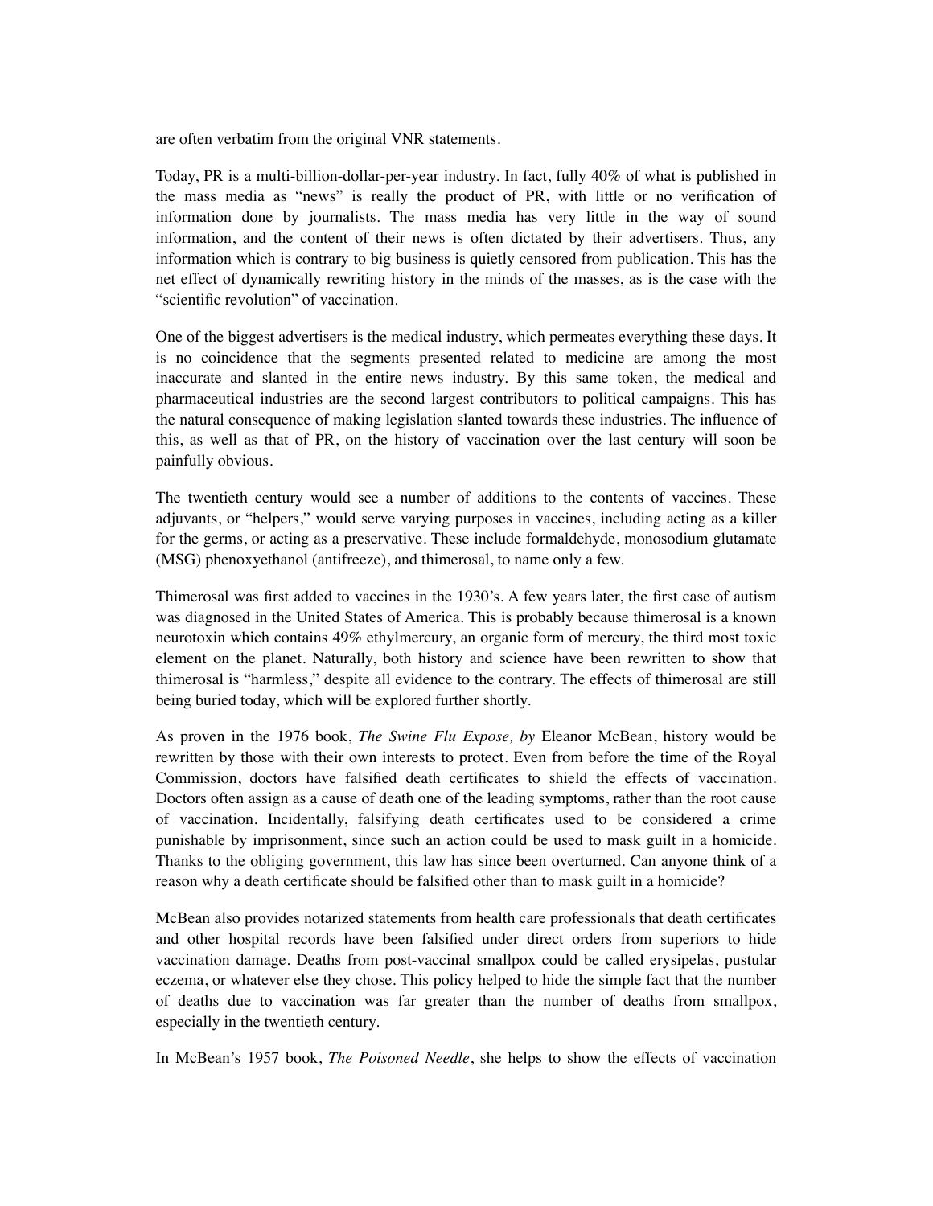are often verbatim from the original VNR statements.

Today, PR is a multi-billion-dollar-per-year industry. In fact, fully 40% of what is published in the mass media as "news" is really the product of PR, with little or no verification of information done by journalists. The mass media has very little in the way of sound information, and the content of their news is often dictated by their advertisers. Thus, any information which is contrary to big business is quietly censored from publication. This has the net effect of dynamically rewriting history in the minds of the masses, as is the case with the "scientific revolution" of vaccination.

One of the biggest advertisers is the medical industry, which permeates everything these days. It is no coincidence that the segments presented related to medicine are among the most inaccurate and slanted in the entire news industry. By this same token, the medical and pharmaceutical industries are the second largest contributors to political campaigns. This has the natural consequence of making legislation slanted towards these industries. The influence of this, as well as that of PR, on the history of vaccination over the last century will soon be painfully obvious.

The twentieth century would see a number of additions to the contents of vaccines. These adjuvants, or "helpers," would serve varying purposes in vaccines, including acting as a killer for the germs, or acting as a preservative. These include formaldehyde, monosodium glutamate (MSG) phenoxyethanol (antifreeze), and thimerosal, to name only a few.

Thimerosal was first added to vaccines in the 1930's. A few years later, the first case of autism was diagnosed in the United States of America. This is probably because thimerosal is a known neurotoxin which contains 49% ethylmercury, an organic form of mercury, the third most toxic element on the planet. Naturally, both history and science have been rewritten to show that thimerosal is "harmless," despite all evidence to the contrary. The effects of thimerosal are still being buried today, which will be explored further shortly.

As proven in the 1976 book, *The Swine Flu Expose, by* Eleanor McBean, history would be rewritten by those with their own interests to protect. Even from before the time of the Royal Commission, doctors have falsified death certificates to shield the effects of vaccination. Doctors often assign as a cause of death one of the leading symptoms, rather than the root cause of vaccination. Incidentally, falsifying death certificates used to be considered a crime punishable by imprisonment, since such an action could be used to mask guilt in a homicide. Thanks to the obliging government, this law has since been overturned. Can anyone think of a reason why a death certificate should be falsified other than to mask guilt in a homicide?

McBean also provides notarized statements from health care professionals that death certificates and other hospital records have been falsified under direct orders from superiors to hide vaccination damage. Deaths from post-vaccinal smallpox could be called erysipelas, pustular eczema, or whatever else they chose. This policy helped to hide the simple fact that the number of deaths due to vaccination was far greater than the number of deaths from smallpox, especially in the twentieth century.

In McBean's 1957 book, *The Poisoned Needle*, she helps to show the effects of vaccination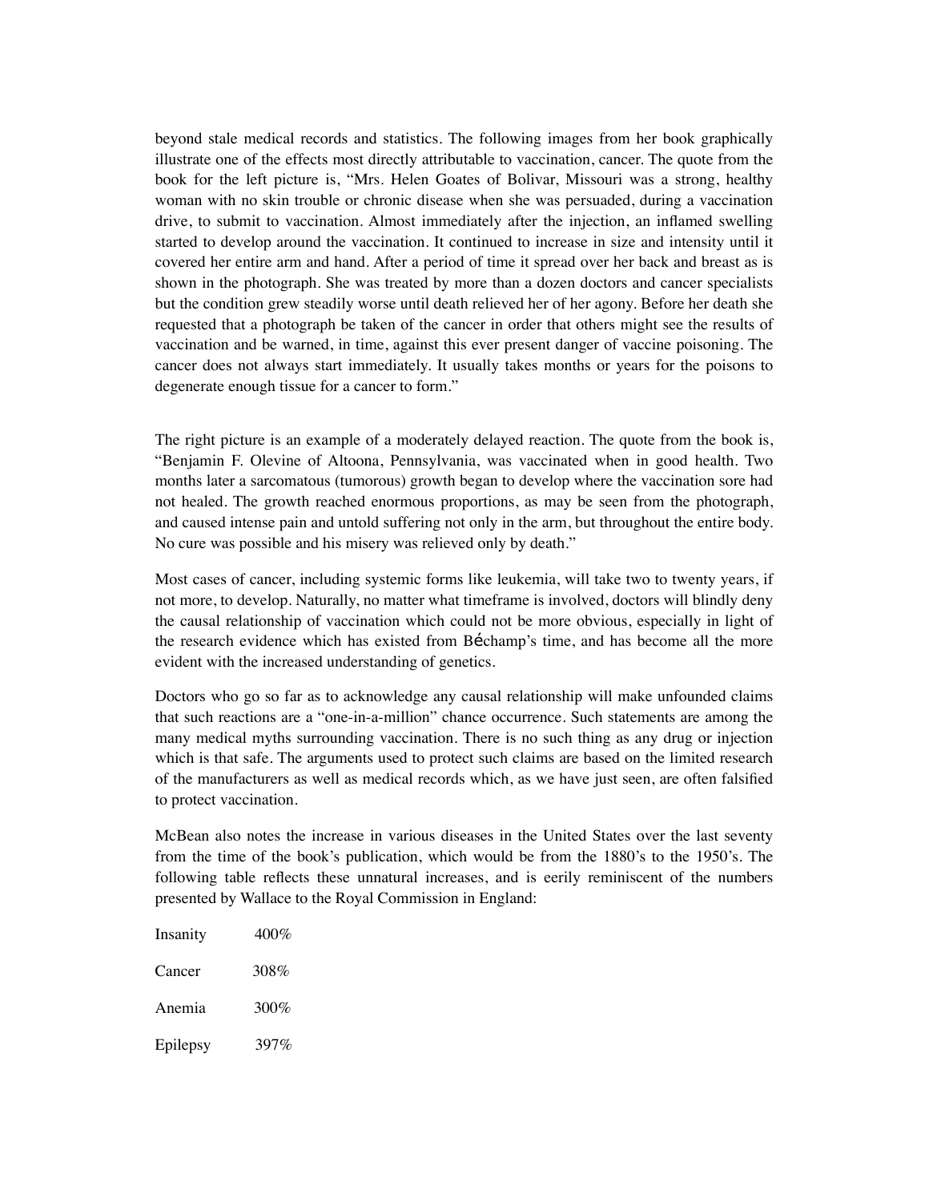beyond stale medical records and statistics. The following images from her book graphically illustrate one of the effects most directly attributable to vaccination, cancer. The quote from the book for the left picture is, "Mrs. Helen Goates of Bolivar, Missouri was a strong, healthy woman with no skin trouble or chronic disease when she was persuaded, during a vaccination drive, to submit to vaccination. Almost immediately after the injection, an inflamed swelling started to develop around the vaccination. It continued to increase in size and intensity until it covered her entire arm and hand. After a period of time it spread over her back and breast as is shown in the photograph. She was treated by more than a dozen doctors and cancer specialists but the condition grew steadily worse until death relieved her of her agony. Before her death she requested that a photograph be taken of the cancer in order that others might see the results of vaccination and be warned, in time, against this ever present danger of vaccine poisoning. The cancer does not always start immediately. It usually takes months or years for the poisons to degenerate enough tissue for a cancer to form."

The right picture is an example of a moderately delayed reaction. The quote from the book is, "Benjamin F. Olevine of Altoona, Pennsylvania, was vaccinated when in good health. Two months later a sarcomatous (tumorous) growth began to develop where the vaccination sore had not healed. The growth reached enormous proportions, as may be seen from the photograph, and caused intense pain and untold suffering not only in the arm, but throughout the entire body. No cure was possible and his misery was relieved only by death."

Most cases of cancer, including systemic forms like leukemia, will take two to twenty years, if not more, to develop. Naturally, no matter what timeframe is involved, doctors will blindly deny the causal relationship of vaccination which could not be more obvious, especially in light of the research evidence which has existed from Béchamp's time, and has become all the more evident with the increased understanding of genetics.

Doctors who go so far as to acknowledge any causal relationship will make unfounded claims that such reactions are a "one-in-a-million" chance occurrence. Such statements are among the many medical myths surrounding vaccination. There is no such thing as any drug or injection which is that safe. The arguments used to protect such claims are based on the limited research of the manufacturers as well as medical records which, as we have just seen, are often falsified to protect vaccination.

McBean also notes the increase in various diseases in the United States over the last seventy from the time of the book's publication, which would be from the 1880's to the 1950's. The following table reflects these unnatural increases, and is eerily reminiscent of the numbers presented by Wallace to the Royal Commission in England:

| | |
|---|---|
| Insanity | 400% |
| Cancer | 308% |
| Anemia | 300% |
| Epilepsy | 397% |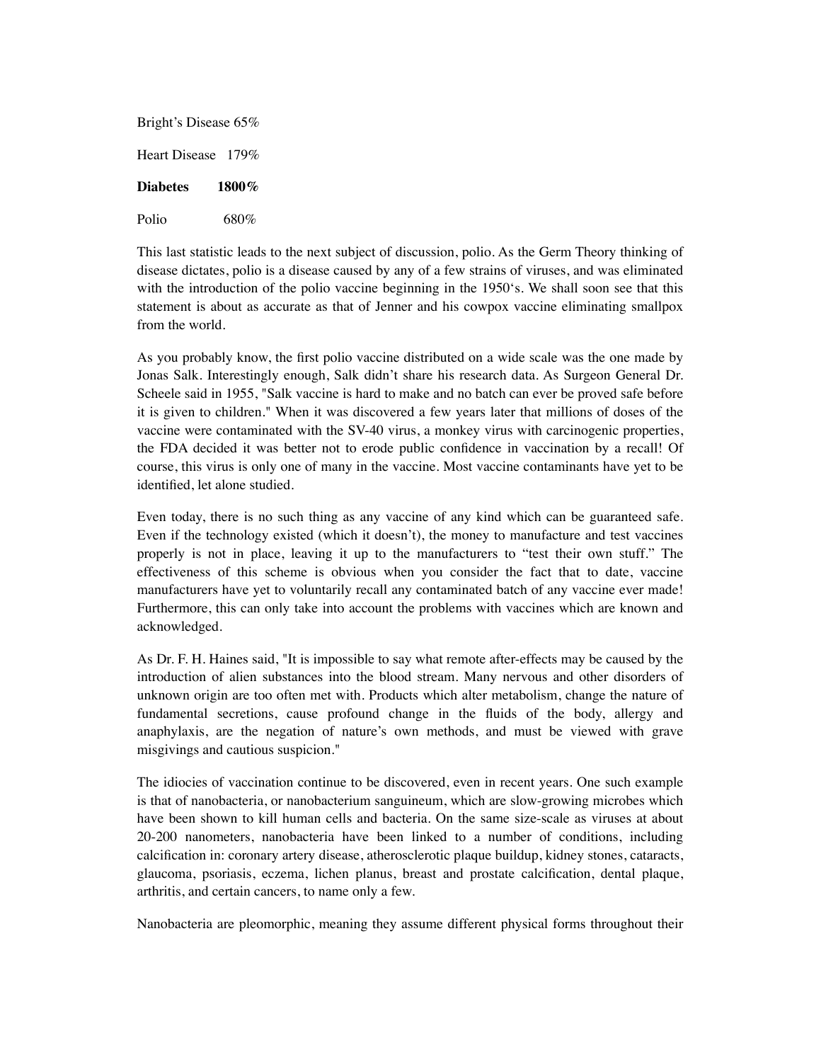Bright's Disease 65%

Heart Disease 179%

**Diabetes 1800%**

Polio 680%

This last statistic leads to the next subject of discussion, polio. As the Germ Theory thinking of disease dictates, polio is a disease caused by any of a few strains of viruses, and was eliminated with the introduction of the polio vaccine beginning in the 1950's. We shall soon see that this statement is about as accurate as that of Jenner and his cowpox vaccine eliminating smallpox from the world.

As you probably know, the first polio vaccine distributed on a wide scale was the one made by Jonas Salk. Interestingly enough, Salk didn't share his research data. As Surgeon General Dr. Scheele said in 1955, "Salk vaccine is hard to make and no batch can ever be proved safe before it is given to children." When it was discovered a few years later that millions of doses of the vaccine were contaminated with the SV-40 virus, a monkey virus with carcinogenic properties, the FDA decided it was better not to erode public confidence in vaccination by a recall! Of course, this virus is only one of many in the vaccine. Most vaccine contaminants have yet to be identified, let alone studied.

Even today, there is no such thing as any vaccine of any kind which can be guaranteed safe. Even if the technology existed (which it doesn't), the money to manufacture and test vaccines properly is not in place, leaving it up to the manufacturers to "test their own stuff." The effectiveness of this scheme is obvious when you consider the fact that to date, vaccine manufacturers have yet to voluntarily recall any contaminated batch of any vaccine ever made! Furthermore, this can only take into account the problems with vaccines which are known and acknowledged.

As Dr. F. H. Haines said, "It is impossible to say what remote after-effects may be caused by the introduction of alien substances into the blood stream. Many nervous and other disorders of unknown origin are too often met with. Products which alter metabolism, change the nature of fundamental secretions, cause profound change in the fluids of the body, allergy and anaphylaxis, are the negation of nature's own methods, and must be viewed with grave misgivings and cautious suspicion."

The idiocies of vaccination continue to be discovered, even in recent years. One such example is that of nanobacteria, or nanobacterium sanguineum, which are slow-growing microbes which have been shown to kill human cells and bacteria. On the same size-scale as viruses at about 20-200 nanometers, nanobacteria have been linked to a number of conditions, including calcification in: coronary artery disease, atherosclerotic plaque buildup, kidney stones, cataracts, glaucoma, psoriasis, eczema, lichen planus, breast and prostate calcification, dental plaque, arthritis, and certain cancers, to name only a few.

Nanobacteria are pleomorphic, meaning they assume different physical forms throughout their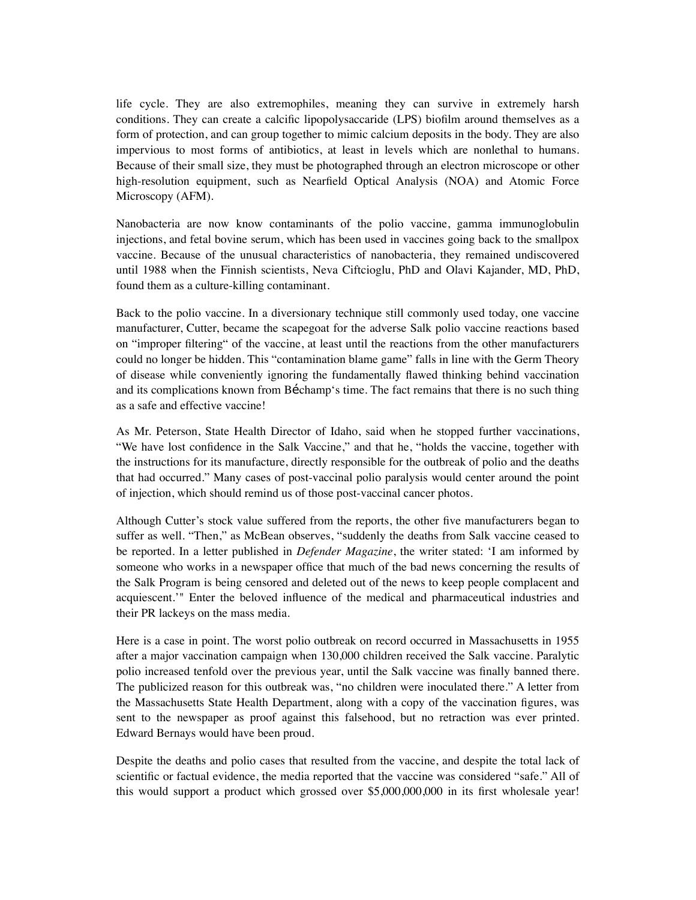life cycle. They are also extremophiles, meaning they can survive in extremely harsh conditions. They can create a calcific lipopolysaccaride (LPS) biofilm around themselves as a form of protection, and can group together to mimic calcium deposits in the body. They are also impervious to most forms of antibiotics, at least in levels which are nonlethal to humans. Because of their small size, they must be photographed through an electron microscope or other high-resolution equipment, such as Nearfield Optical Analysis (NOA) and Atomic Force Microscopy (AFM).

Nanobacteria are now know contaminants of the polio vaccine, gamma immunoglobulin injections, and fetal bovine serum, which has been used in vaccines going back to the smallpox vaccine. Because of the unusual characteristics of nanobacteria, they remained undiscovered until 1988 when the Finnish scientists, Neva Ciftcioglu, PhD and Olavi Kajander, MD, PhD, found them as a culture-killing contaminant.

Back to the polio vaccine. In a diversionary technique still commonly used today, one vaccine manufacturer, Cutter, became the scapegoat for the adverse Salk polio vaccine reactions based on "improper filtering" of the vaccine, at least until the reactions from the other manufacturers could no longer be hidden. This "contamination blame game" falls in line with the Germ Theory of disease while conveniently ignoring the fundamentally flawed thinking behind vaccination and its complications known from Béchamp's time. The fact remains that there is no such thing as a safe and effective vaccine!

As Mr. Peterson, State Health Director of Idaho, said when he stopped further vaccinations, "We have lost confidence in the Salk Vaccine," and that he, "holds the vaccine, together with the instructions for its manufacture, directly responsible for the outbreak of polio and the deaths that had occurred." Many cases of post-vaccinal polio paralysis would center around the point of injection, which should remind us of those post-vaccinal cancer photos.

Although Cutter's stock value suffered from the reports, the other five manufacturers began to suffer as well. "Then," as McBean observes, "suddenly the deaths from Salk vaccine ceased to be reported. In a letter published in *Defender Magazine*, the writer stated: 'I am informed by someone who works in a newspaper office that much of the bad news concerning the results of the Salk Program is being censored and deleted out of the news to keep people complacent and acquiescent.'" Enter the beloved influence of the medical and pharmaceutical industries and their PR lackeys on the mass media.

Here is a case in point. The worst polio outbreak on record occurred in Massachusetts in 1955 after a major vaccination campaign when 130,000 children received the Salk vaccine. Paralytic polio increased tenfold over the previous year, until the Salk vaccine was finally banned there. The publicized reason for this outbreak was, "no children were inoculated there." A letter from the Massachusetts State Health Department, along with a copy of the vaccination figures, was sent to the newspaper as proof against this falsehood, but no retraction was ever printed. Edward Bernays would have been proud.

Despite the deaths and polio cases that resulted from the vaccine, and despite the total lack of scientific or factual evidence, the media reported that the vaccine was considered "safe." All of this would support a product which grossed over $5,000,000,000 in its first wholesale year!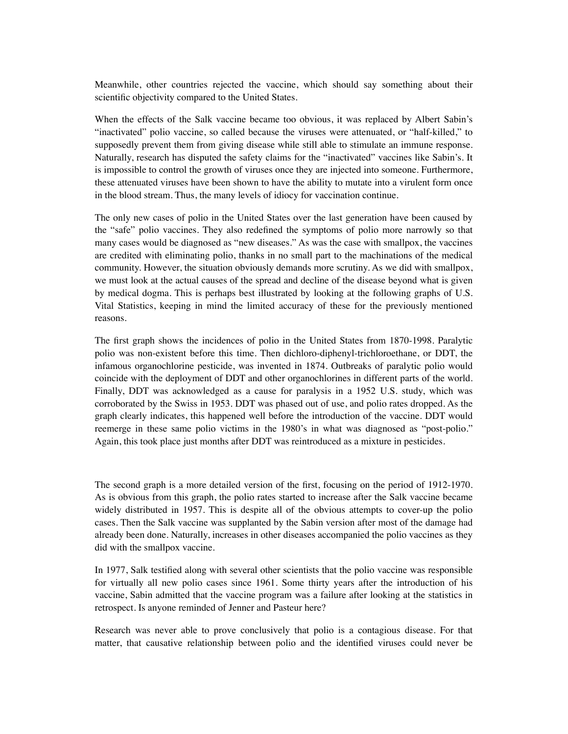Meanwhile, other countries rejected the vaccine, which should say something about their scientific objectivity compared to the United States.

When the effects of the Salk vaccine became too obvious, it was replaced by Albert Sabin's "inactivated" polio vaccine, so called because the viruses were attenuated, or "half-killed," to supposedly prevent them from giving disease while still able to stimulate an immune response. Naturally, research has disputed the safety claims for the "inactivated" vaccines like Sabin's. It is impossible to control the growth of viruses once they are injected into someone. Furthermore, these attenuated viruses have been shown to have the ability to mutate into a virulent form once in the blood stream. Thus, the many levels of idiocy for vaccination continue.

The only new cases of polio in the United States over the last generation have been caused by the "safe" polio vaccines. They also redefined the symptoms of polio more narrowly so that many cases would be diagnosed as "new diseases." As was the case with smallpox, the vaccines are credited with eliminating polio, thanks in no small part to the machinations of the medical community. However, the situation obviously demands more scrutiny. As we did with smallpox, we must look at the actual causes of the spread and decline of the disease beyond what is given by medical dogma. This is perhaps best illustrated by looking at the following graphs of U.S. Vital Statistics, keeping in mind the limited accuracy of these for the previously mentioned reasons.

The first graph shows the incidences of polio in the United States from 1870-1998. Paralytic polio was non-existent before this time. Then dichloro-diphenyl-trichloroethane, or DDT, the infamous organochlorine pesticide, was invented in 1874. Outbreaks of paralytic polio would coincide with the deployment of DDT and other organochlorines in different parts of the world. Finally, DDT was acknowledged as a cause for paralysis in a 1952 U.S. study, which was corroborated by the Swiss in 1953. DDT was phased out of use, and polio rates dropped. As the graph clearly indicates, this happened well before the introduction of the vaccine. DDT would reemerge in these same polio victims in the 1980's in what was diagnosed as "post-polio." Again, this took place just months after DDT was reintroduced as a mixture in pesticides.

The second graph is a more detailed version of the first, focusing on the period of 1912-1970. As is obvious from this graph, the polio rates started to increase after the Salk vaccine became widely distributed in 1957. This is despite all of the obvious attempts to cover-up the polio cases. Then the Salk vaccine was supplanted by the Sabin version after most of the damage had already been done. Naturally, increases in other diseases accompanied the polio vaccines as they did with the smallpox vaccine.

In 1977, Salk testified along with several other scientists that the polio vaccine was responsible for virtually all new polio cases since 1961. Some thirty years after the introduction of his vaccine, Sabin admitted that the vaccine program was a failure after looking at the statistics in retrospect. Is anyone reminded of Jenner and Pasteur here?

Research was never able to prove conclusively that polio is a contagious disease. For that matter, that causative relationship between polio and the identified viruses could never be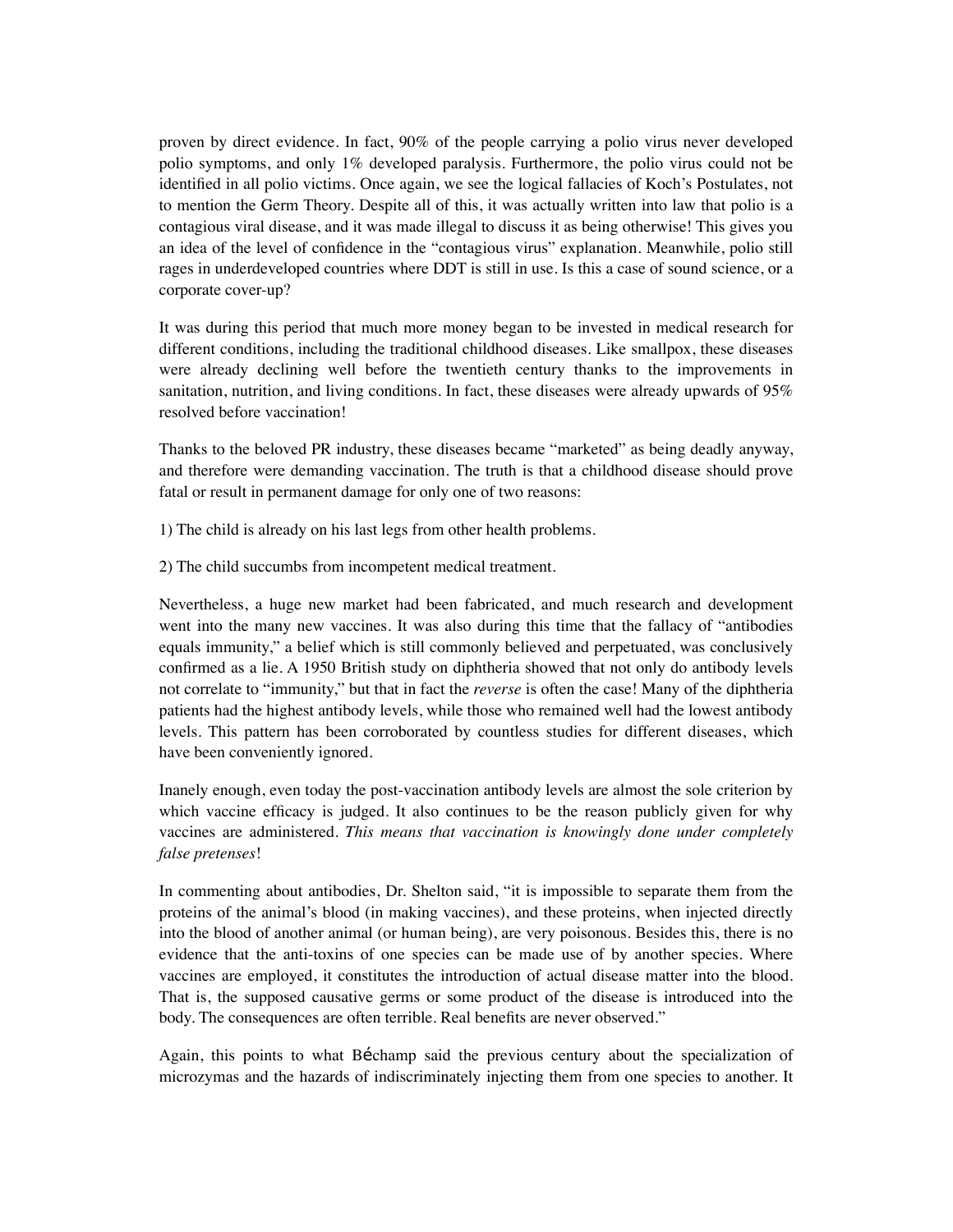proven by direct evidence. In fact, 90% of the people carrying a polio virus never developed polio symptoms, and only 1% developed paralysis. Furthermore, the polio virus could not be identified in all polio victims. Once again, we see the logical fallacies of Koch's Postulates, not to mention the Germ Theory. Despite all of this, it was actually written into law that polio is a contagious viral disease, and it was made illegal to discuss it as being otherwise! This gives you an idea of the level of confidence in the "contagious virus" explanation. Meanwhile, polio still rages in underdeveloped countries where DDT is still in use. Is this a case of sound science, or a corporate cover-up?

It was during this period that much more money began to be invested in medical research for different conditions, including the traditional childhood diseases. Like smallpox, these diseases were already declining well before the twentieth century thanks to the improvements in sanitation, nutrition, and living conditions. In fact, these diseases were already upwards of 95% resolved before vaccination!

Thanks to the beloved PR industry, these diseases became "marketed" as being deadly anyway, and therefore were demanding vaccination. The truth is that a childhood disease should prove fatal or result in permanent damage for only one of two reasons:

1) The child is already on his last legs from other health problems.

2) The child succumbs from incompetent medical treatment.

Nevertheless, a huge new market had been fabricated, and much research and development went into the many new vaccines. It was also during this time that the fallacy of "antibodies equals immunity," a belief which is still commonly believed and perpetuated, was conclusively confirmed as a lie. A 1950 British study on diphtheria showed that not only do antibody levels not correlate to "immunity," but that in fact the *reverse* is often the case! Many of the diphtheria patients had the highest antibody levels, while those who remained well had the lowest antibody levels. This pattern has been corroborated by countless studies for different diseases, which have been conveniently ignored.

Inanely enough, even today the post-vaccination antibody levels are almost the sole criterion by which vaccine efficacy is judged. It also continues to be the reason publicly given for why vaccines are administered. *This means that vaccination is knowingly done under completely false pretenses*!

In commenting about antibodies, Dr. Shelton said, "it is impossible to separate them from the proteins of the animal's blood (in making vaccines), and these proteins, when injected directly into the blood of another animal (or human being), are very poisonous. Besides this, there is no evidence that the anti-toxins of one species can be made use of by another species. Where vaccines are employed, it constitutes the introduction of actual disease matter into the blood. That is, the supposed causative germs or some product of the disease is introduced into the body. The consequences are often terrible. Real benefits are never observed."

Again, this points to what Béchamp said the previous century about the specialization of microzymas and the hazards of indiscriminately injecting them from one species to another. It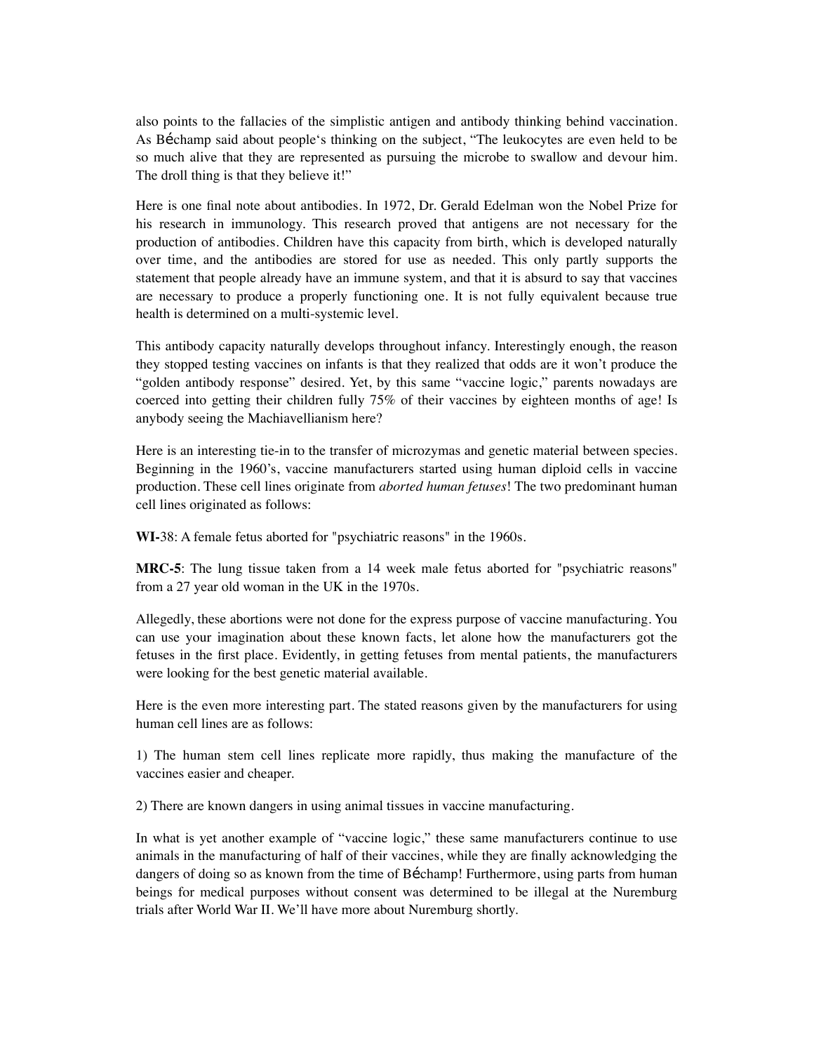also points to the fallacies of the simplistic antigen and antibody thinking behind vaccination. As Béchamp said about people's thinking on the subject, "The leukocytes are even held to be so much alive that they are represented as pursuing the microbe to swallow and devour him. The droll thing is that they believe it!"

Here is one final note about antibodies. In 1972, Dr. Gerald Edelman won the Nobel Prize for his research in immunology. This research proved that antigens are not necessary for the production of antibodies. Children have this capacity from birth, which is developed naturally over time, and the antibodies are stored for use as needed. This only partly supports the statement that people already have an immune system, and that it is absurd to say that vaccines are necessary to produce a properly functioning one. It is not fully equivalent because true health is determined on a multi-systemic level.

This antibody capacity naturally develops throughout infancy. Interestingly enough, the reason they stopped testing vaccines on infants is that they realized that odds are it won't produce the "golden antibody response" desired. Yet, by this same "vaccine logic," parents nowadays are coerced into getting their children fully 75% of their vaccines by eighteen months of age! Is anybody seeing the Machiavellianism here?

Here is an interesting tie-in to the transfer of microzymas and genetic material between species. Beginning in the 1960's, vaccine manufacturers started using human diploid cells in vaccine production. These cell lines originate from *aborted human fetuses*! The two predominant human cell lines originated as follows:

**WI-**38: A female fetus aborted for "psychiatric reasons" in the 1960s.

**MRC-5**: The lung tissue taken from a 14 week male fetus aborted for "psychiatric reasons" from a 27 year old woman in the UK in the 1970s.

Allegedly, these abortions were not done for the express purpose of vaccine manufacturing. You can use your imagination about these known facts, let alone how the manufacturers got the fetuses in the first place. Evidently, in getting fetuses from mental patients, the manufacturers were looking for the best genetic material available.

Here is the even more interesting part. The stated reasons given by the manufacturers for using human cell lines are as follows:

1) The human stem cell lines replicate more rapidly, thus making the manufacture of the vaccines easier and cheaper.

2) There are known dangers in using animal tissues in vaccine manufacturing.

In what is yet another example of "vaccine logic," these same manufacturers continue to use animals in the manufacturing of half of their vaccines, while they are finally acknowledging the dangers of doing so as known from the time of Béchamp! Furthermore, using parts from human beings for medical purposes without consent was determined to be illegal at the Nuremburg trials after World War II. We'll have more about Nuremburg shortly.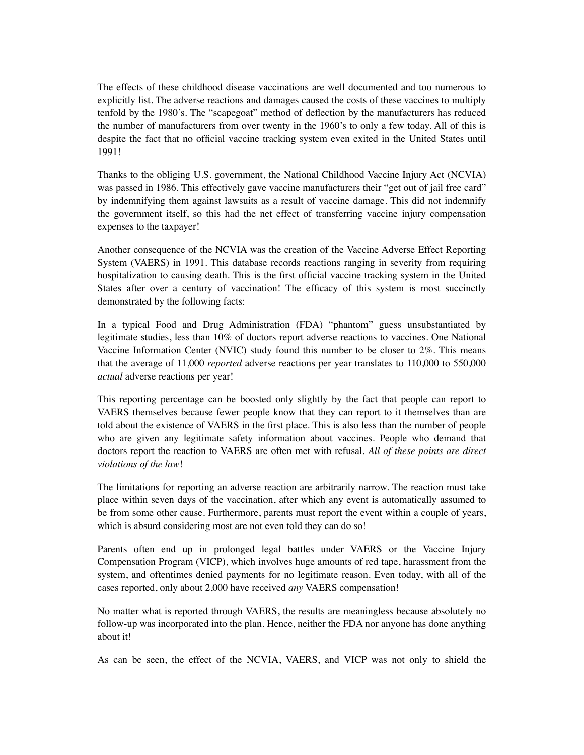The effects of these childhood disease vaccinations are well documented and too numerous to explicitly list. The adverse reactions and damages caused the costs of these vaccines to multiply tenfold by the 1980's. The "scapegoat" method of deflection by the manufacturers has reduced the number of manufacturers from over twenty in the 1960's to only a few today. All of this is despite the fact that no official vaccine tracking system even exited in the United States until 1991!

Thanks to the obliging U.S. government, the National Childhood Vaccine Injury Act (NCVIA) was passed in 1986. This effectively gave vaccine manufacturers their "get out of jail free card" by indemnifying them against lawsuits as a result of vaccine damage. This did not indemnify the government itself, so this had the net effect of transferring vaccine injury compensation expenses to the taxpayer!

Another consequence of the NCVIA was the creation of the Vaccine Adverse Effect Reporting System (VAERS) in 1991. This database records reactions ranging in severity from requiring hospitalization to causing death. This is the first official vaccine tracking system in the United States after over a century of vaccination! The efficacy of this system is most succinctly demonstrated by the following facts:

In a typical Food and Drug Administration (FDA) "phantom" guess unsubstantiated by legitimate studies, less than 10% of doctors report adverse reactions to vaccines. One National Vaccine Information Center (NVIC) study found this number to be closer to 2%. This means that the average of 11,000 *reported* adverse reactions per year translates to 110,000 to 550,000 *actual* adverse reactions per year!

This reporting percentage can be boosted only slightly by the fact that people can report to VAERS themselves because fewer people know that they can report to it themselves than are told about the existence of VAERS in the first place. This is also less than the number of people who are given any legitimate safety information about vaccines. People who demand that doctors report the reaction to VAERS are often met with refusal. *All of these points are direct violations of the law*!

The limitations for reporting an adverse reaction are arbitrarily narrow. The reaction must take place within seven days of the vaccination, after which any event is automatically assumed to be from some other cause. Furthermore, parents must report the event within a couple of years, which is absurd considering most are not even told they can do so!

Parents often end up in prolonged legal battles under VAERS or the Vaccine Injury Compensation Program (VICP), which involves huge amounts of red tape, harassment from the system, and oftentimes denied payments for no legitimate reason. Even today, with all of the cases reported, only about 2,000 have received *any* VAERS compensation!

No matter what is reported through VAERS, the results are meaningless because absolutely no follow-up was incorporated into the plan. Hence, neither the FDA nor anyone has done anything about it!

As can be seen, the effect of the NCVIA, VAERS, and VICP was not only to shield the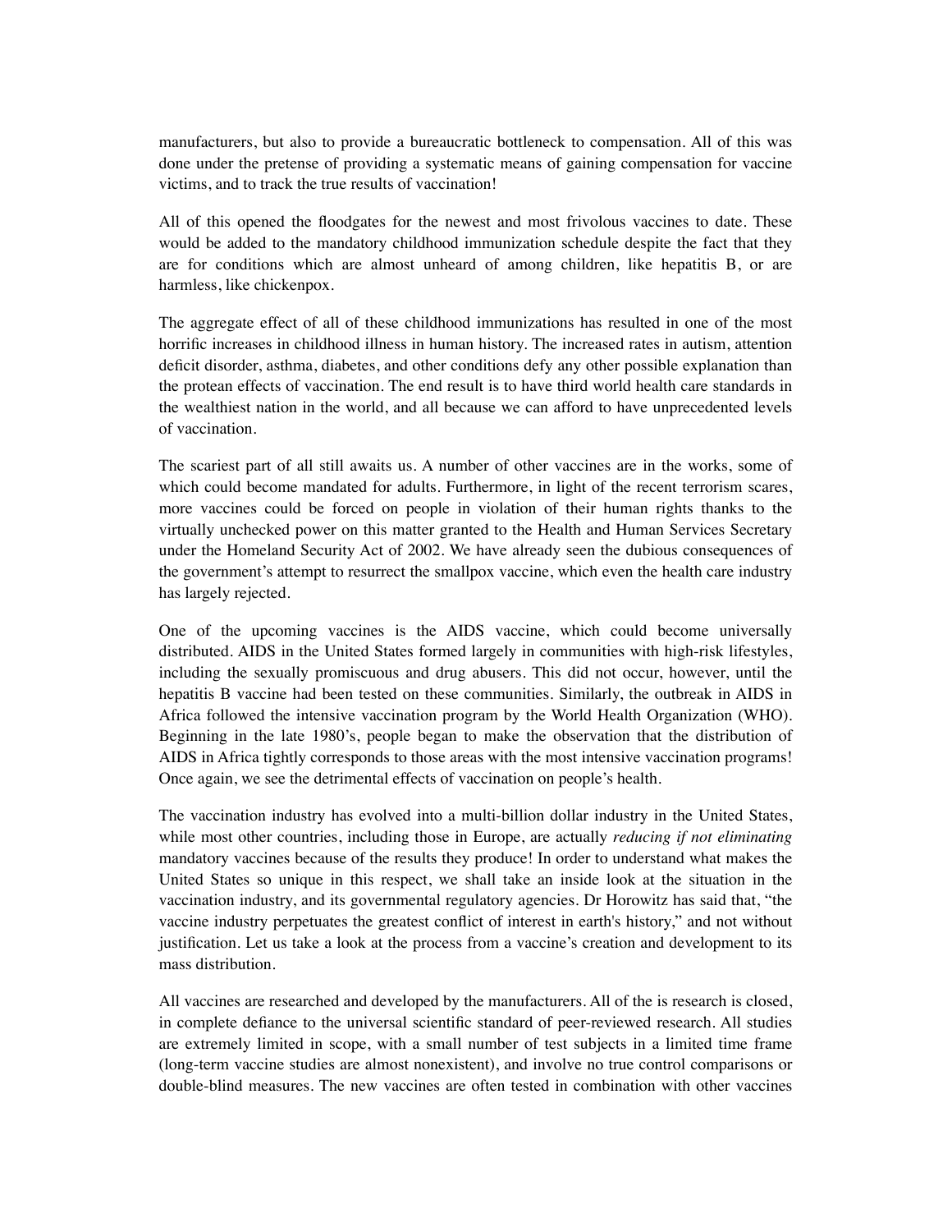manufacturers, but also to provide a bureaucratic bottleneck to compensation. All of this was done under the pretense of providing a systematic means of gaining compensation for vaccine victims, and to track the true results of vaccination!

All of this opened the floodgates for the newest and most frivolous vaccines to date. These would be added to the mandatory childhood immunization schedule despite the fact that they are for conditions which are almost unheard of among children, like hepatitis B, or are harmless, like chickenpox.

The aggregate effect of all of these childhood immunizations has resulted in one of the most horrific increases in childhood illness in human history. The increased rates in autism, attention deficit disorder, asthma, diabetes, and other conditions defy any other possible explanation than the protean effects of vaccination. The end result is to have third world health care standards in the wealthiest nation in the world, and all because we can afford to have unprecedented levels of vaccination.

The scariest part of all still awaits us. A number of other vaccines are in the works, some of which could become mandated for adults. Furthermore, in light of the recent terrorism scares, more vaccines could be forced on people in violation of their human rights thanks to the virtually unchecked power on this matter granted to the Health and Human Services Secretary under the Homeland Security Act of 2002. We have already seen the dubious consequences of the government's attempt to resurrect the smallpox vaccine, which even the health care industry has largely rejected.

One of the upcoming vaccines is the AIDS vaccine, which could become universally distributed. AIDS in the United States formed largely in communities with high-risk lifestyles, including the sexually promiscuous and drug abusers. This did not occur, however, until the hepatitis B vaccine had been tested on these communities. Similarly, the outbreak in AIDS in Africa followed the intensive vaccination program by the World Health Organization (WHO). Beginning in the late 1980's, people began to make the observation that the distribution of AIDS in Africa tightly corresponds to those areas with the most intensive vaccination programs! Once again, we see the detrimental effects of vaccination on people's health.

The vaccination industry has evolved into a multi-billion dollar industry in the United States, while most other countries, including those in Europe, are actually *reducing if not eliminating* mandatory vaccines because of the results they produce! In order to understand what makes the United States so unique in this respect, we shall take an inside look at the situation in the vaccination industry, and its governmental regulatory agencies. Dr Horowitz has said that, "the vaccine industry perpetuates the greatest conflict of interest in earth's history," and not without justification. Let us take a look at the process from a vaccine's creation and development to its mass distribution.

All vaccines are researched and developed by the manufacturers. All of the is research is closed, in complete defiance to the universal scientific standard of peer-reviewed research. All studies are extremely limited in scope, with a small number of test subjects in a limited time frame (long-term vaccine studies are almost nonexistent), and involve no true control comparisons or double-blind measures. The new vaccines are often tested in combination with other vaccines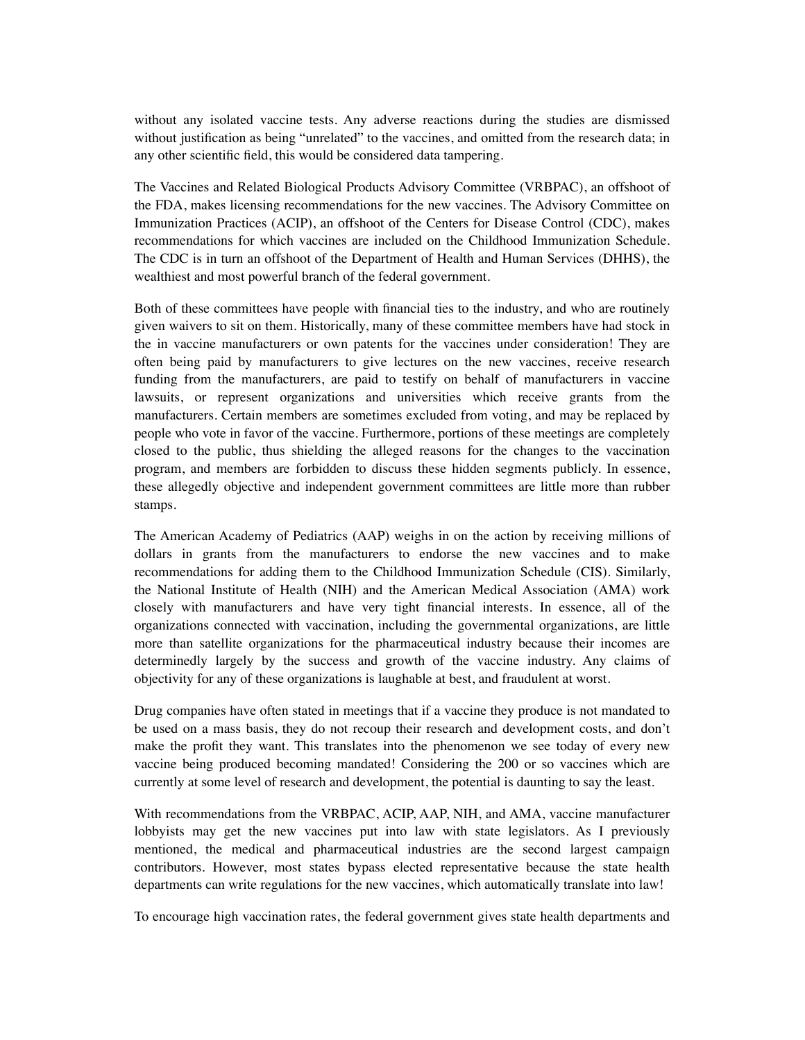without any isolated vaccine tests. Any adverse reactions during the studies are dismissed without justification as being "unrelated" to the vaccines, and omitted from the research data; in any other scientific field, this would be considered data tampering.

The Vaccines and Related Biological Products Advisory Committee (VRBPAC), an offshoot of the FDA, makes licensing recommendations for the new vaccines. The Advisory Committee on Immunization Practices (ACIP), an offshoot of the Centers for Disease Control (CDC), makes recommendations for which vaccines are included on the Childhood Immunization Schedule. The CDC is in turn an offshoot of the Department of Health and Human Services (DHHS), the wealthiest and most powerful branch of the federal government.

Both of these committees have people with financial ties to the industry, and who are routinely given waivers to sit on them. Historically, many of these committee members have had stock in the in vaccine manufacturers or own patents for the vaccines under consideration! They are often being paid by manufacturers to give lectures on the new vaccines, receive research funding from the manufacturers, are paid to testify on behalf of manufacturers in vaccine lawsuits, or represent organizations and universities which receive grants from the manufacturers. Certain members are sometimes excluded from voting, and may be replaced by people who vote in favor of the vaccine. Furthermore, portions of these meetings are completely closed to the public, thus shielding the alleged reasons for the changes to the vaccination program, and members are forbidden to discuss these hidden segments publicly. In essence, these allegedly objective and independent government committees are little more than rubber stamps.

The American Academy of Pediatrics (AAP) weighs in on the action by receiving millions of dollars in grants from the manufacturers to endorse the new vaccines and to make recommendations for adding them to the Childhood Immunization Schedule (CIS). Similarly, the National Institute of Health (NIH) and the American Medical Association (AMA) work closely with manufacturers and have very tight financial interests. In essence, all of the organizations connected with vaccination, including the governmental organizations, are little more than satellite organizations for the pharmaceutical industry because their incomes are determinedly largely by the success and growth of the vaccine industry. Any claims of objectivity for any of these organizations is laughable at best, and fraudulent at worst.

Drug companies have often stated in meetings that if a vaccine they produce is not mandated to be used on a mass basis, they do not recoup their research and development costs, and don't make the profit they want. This translates into the phenomenon we see today of every new vaccine being produced becoming mandated! Considering the 200 or so vaccines which are currently at some level of research and development, the potential is daunting to say the least.

With recommendations from the VRBPAC, ACIP, AAP, NIH, and AMA, vaccine manufacturer lobbyists may get the new vaccines put into law with state legislators. As I previously mentioned, the medical and pharmaceutical industries are the second largest campaign contributors. However, most states bypass elected representative because the state health departments can write regulations for the new vaccines, which automatically translate into law!

To encourage high vaccination rates, the federal government gives state health departments and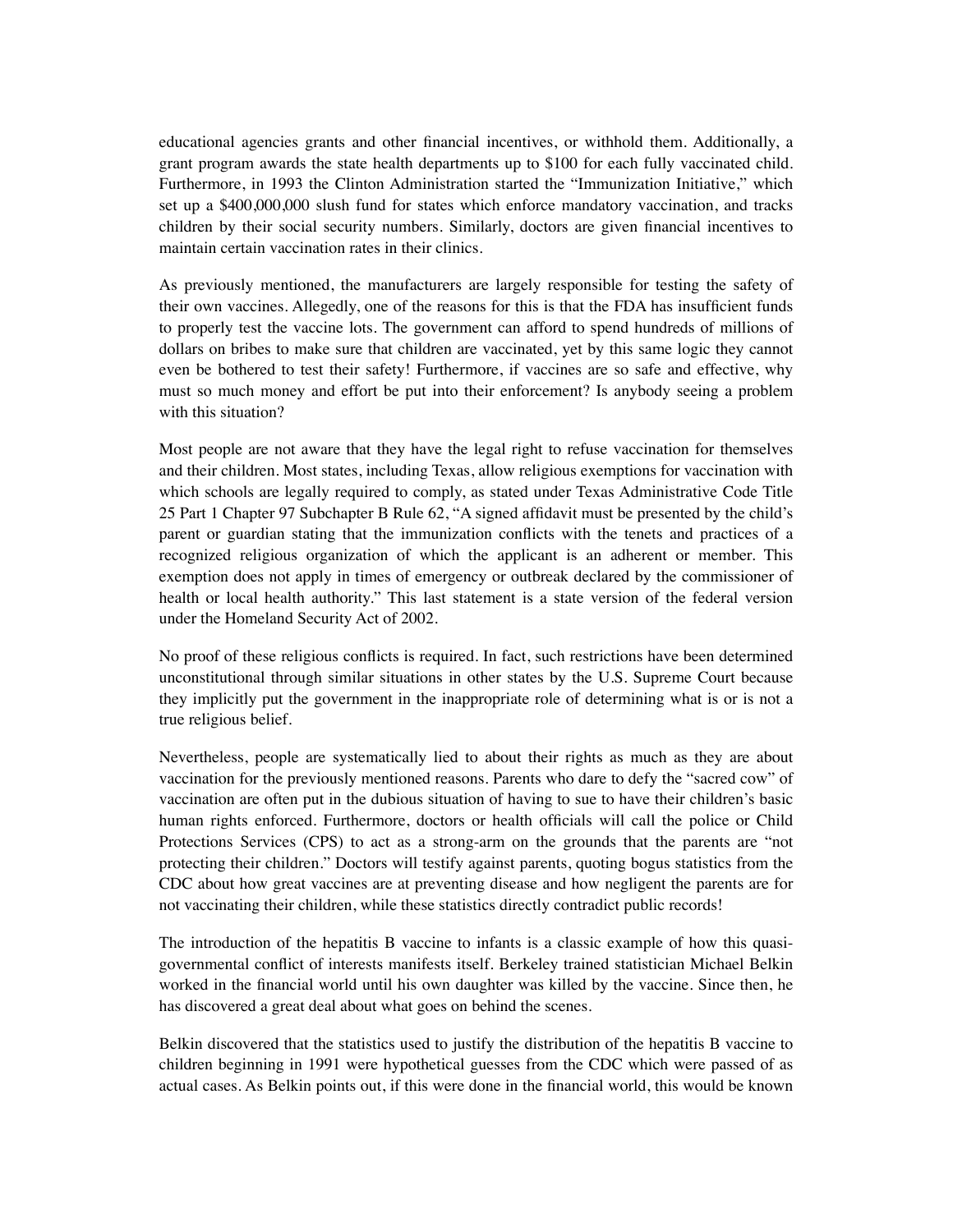educational agencies grants and other financial incentives, or withhold them. Additionally, a grant program awards the state health departments up to $100 for each fully vaccinated child. Furthermore, in 1993 the Clinton Administration started the "Immunization Initiative," which set up a $400,000,000 slush fund for states which enforce mandatory vaccination, and tracks children by their social security numbers. Similarly, doctors are given financial incentives to maintain certain vaccination rates in their clinics.

As previously mentioned, the manufacturers are largely responsible for testing the safety of their own vaccines. Allegedly, one of the reasons for this is that the FDA has insufficient funds to properly test the vaccine lots. The government can afford to spend hundreds of millions of dollars on bribes to make sure that children are vaccinated, yet by this same logic they cannot even be bothered to test their safety! Furthermore, if vaccines are so safe and effective, why must so much money and effort be put into their enforcement? Is anybody seeing a problem with this situation?

Most people are not aware that they have the legal right to refuse vaccination for themselves and their children. Most states, including Texas, allow religious exemptions for vaccination with which schools are legally required to comply, as stated under Texas Administrative Code Title 25 Part 1 Chapter 97 Subchapter B Rule 62, "A signed affidavit must be presented by the child's parent or guardian stating that the immunization conflicts with the tenets and practices of a recognized religious organization of which the applicant is an adherent or member. This exemption does not apply in times of emergency or outbreak declared by the commissioner of health or local health authority." This last statement is a state version of the federal version under the Homeland Security Act of 2002.

No proof of these religious conflicts is required. In fact, such restrictions have been determined unconstitutional through similar situations in other states by the U.S. Supreme Court because they implicitly put the government in the inappropriate role of determining what is or is not a true religious belief.

Nevertheless, people are systematically lied to about their rights as much as they are about vaccination for the previously mentioned reasons. Parents who dare to defy the "sacred cow" of vaccination are often put in the dubious situation of having to sue to have their children's basic human rights enforced. Furthermore, doctors or health officials will call the police or Child Protections Services (CPS) to act as a strong-arm on the grounds that the parents are "not protecting their children." Doctors will testify against parents, quoting bogus statistics from the CDC about how great vaccines are at preventing disease and how negligent the parents are for not vaccinating their children, while these statistics directly contradict public records!

The introduction of the hepatitis B vaccine to infants is a classic example of how this quasi-governmental conflict of interests manifests itself. Berkeley trained statistician Michael Belkin worked in the financial world until his own daughter was killed by the vaccine. Since then, he has discovered a great deal about what goes on behind the scenes.

Belkin discovered that the statistics used to justify the distribution of the hepatitis B vaccine to children beginning in 1991 were hypothetical guesses from the CDC which were passed of as actual cases. As Belkin points out, if this were done in the financial world, this would be known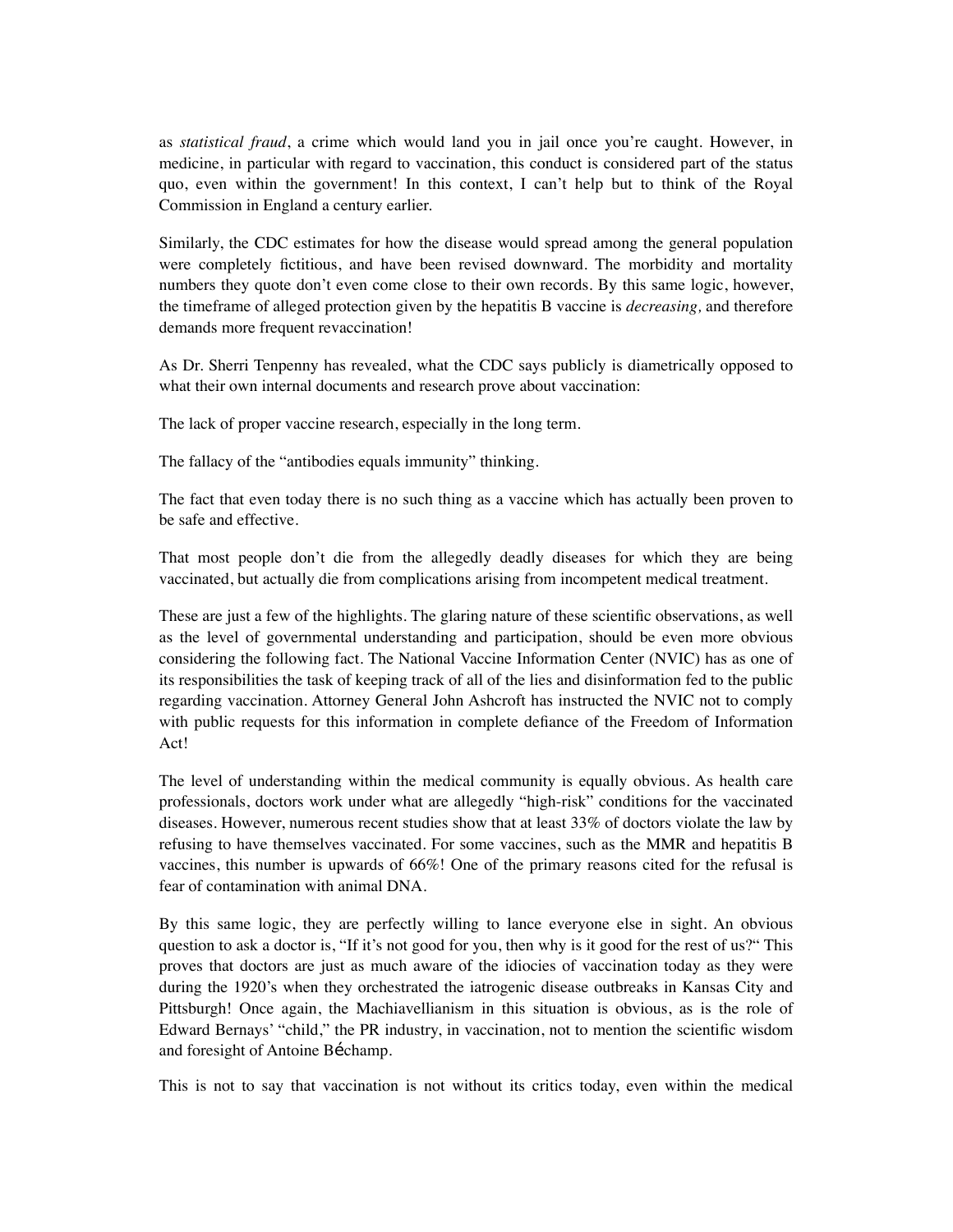as *statistical fraud*, a crime which would land you in jail once you're caught. However, in medicine, in particular with regard to vaccination, this conduct is considered part of the status quo, even within the government! In this context, I can't help but to think of the Royal Commission in England a century earlier.

Similarly, the CDC estimates for how the disease would spread among the general population were completely fictitious, and have been revised downward. The morbidity and mortality numbers they quote don't even come close to their own records. By this same logic, however, the timeframe of alleged protection given by the hepatitis B vaccine is *decreasing,* and therefore demands more frequent revaccination!

As Dr. Sherri Tenpenny has revealed, what the CDC says publicly is diametrically opposed to what their own internal documents and research prove about vaccination:

The lack of proper vaccine research, especially in the long term.

The fallacy of the "antibodies equals immunity" thinking.

The fact that even today there is no such thing as a vaccine which has actually been proven to be safe and effective.

That most people don't die from the allegedly deadly diseases for which they are being vaccinated, but actually die from complications arising from incompetent medical treatment.

These are just a few of the highlights. The glaring nature of these scientific observations, as well as the level of governmental understanding and participation, should be even more obvious considering the following fact. The National Vaccine Information Center (NVIC) has as one of its responsibilities the task of keeping track of all of the lies and disinformation fed to the public regarding vaccination. Attorney General John Ashcroft has instructed the NVIC not to comply with public requests for this information in complete defiance of the Freedom of Information Act!

The level of understanding within the medical community is equally obvious. As health care professionals, doctors work under what are allegedly "high-risk" conditions for the vaccinated diseases. However, numerous recent studies show that at least 33% of doctors violate the law by refusing to have themselves vaccinated. For some vaccines, such as the MMR and hepatitis B vaccines, this number is upwards of 66%! One of the primary reasons cited for the refusal is fear of contamination with animal DNA.

By this same logic, they are perfectly willing to lance everyone else in sight. An obvious question to ask a doctor is, "If it's not good for you, then why is it good for the rest of us?" This proves that doctors are just as much aware of the idiocies of vaccination today as they were during the 1920's when they orchestrated the iatrogenic disease outbreaks in Kansas City and Pittsburgh! Once again, the Machiavellianism in this situation is obvious, as is the role of Edward Bernays' "child," the PR industry, in vaccination, not to mention the scientific wisdom and foresight of Antoine Béchamp.

This is not to say that vaccination is not without its critics today, even within the medical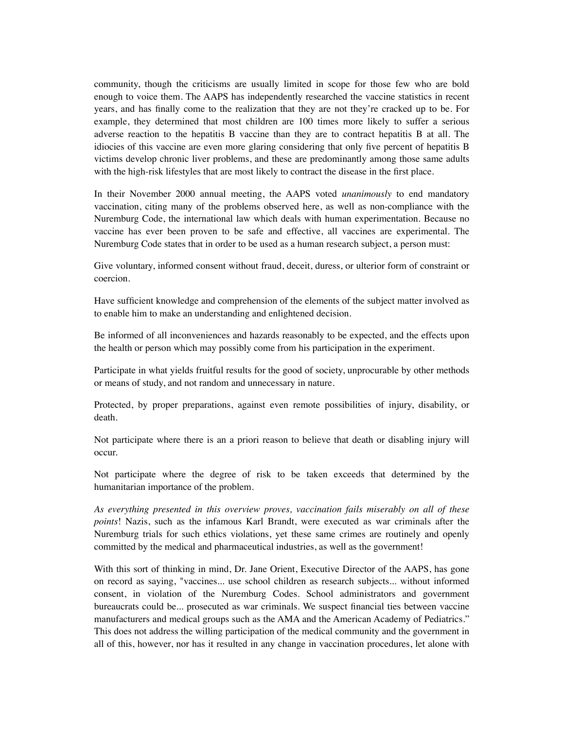community, though the criticisms are usually limited in scope for those few who are bold enough to voice them. The AAPS has independently researched the vaccine statistics in recent years, and has finally come to the realization that they are not they're cracked up to be. For example, they determined that most children are 100 times more likely to suffer a serious adverse reaction to the hepatitis B vaccine than they are to contract hepatitis B at all. The idiocies of this vaccine are even more glaring considering that only five percent of hepatitis B victims develop chronic liver problems, and these are predominantly among those same adults with the high-risk lifestyles that are most likely to contract the disease in the first place.

In their November 2000 annual meeting, the AAPS voted *unanimously* to end mandatory vaccination, citing many of the problems observed here, as well as non-compliance with the Nuremburg Code, the international law which deals with human experimentation. Because no vaccine has ever been proven to be safe and effective, all vaccines are experimental. The Nuremburg Code states that in order to be used as a human research subject, a person must:

Give voluntary, informed consent without fraud, deceit, duress, or ulterior form of constraint or coercion.

Have sufficient knowledge and comprehension of the elements of the subject matter involved as to enable him to make an understanding and enlightened decision.

Be informed of all inconveniences and hazards reasonably to be expected, and the effects upon the health or person which may possibly come from his participation in the experiment.

Participate in what yields fruitful results for the good of society, unprocurable by other methods or means of study, and not random and unnecessary in nature.

Protected, by proper preparations, against even remote possibilities of injury, disability, or death.

Not participate where there is an a priori reason to believe that death or disabling injury will occur.

Not participate where the degree of risk to be taken exceeds that determined by the humanitarian importance of the problem.

*As everything presented in this overview proves, vaccination fails miserably on all of these points*! Nazis, such as the infamous Karl Brandt, were executed as war criminals after the Nuremburg trials for such ethics violations, yet these same crimes are routinely and openly committed by the medical and pharmaceutical industries, as well as the government!

With this sort of thinking in mind, Dr. Jane Orient, Executive Director of the AAPS, has gone on record as saying, "vaccines... use school children as research subjects... without informed consent, in violation of the Nuremburg Codes. School administrators and government bureaucrats could be... prosecuted as war criminals. We suspect financial ties between vaccine manufacturers and medical groups such as the AMA and the American Academy of Pediatrics." This does not address the willing participation of the medical community and the government in all of this, however, nor has it resulted in any change in vaccination procedures, let alone with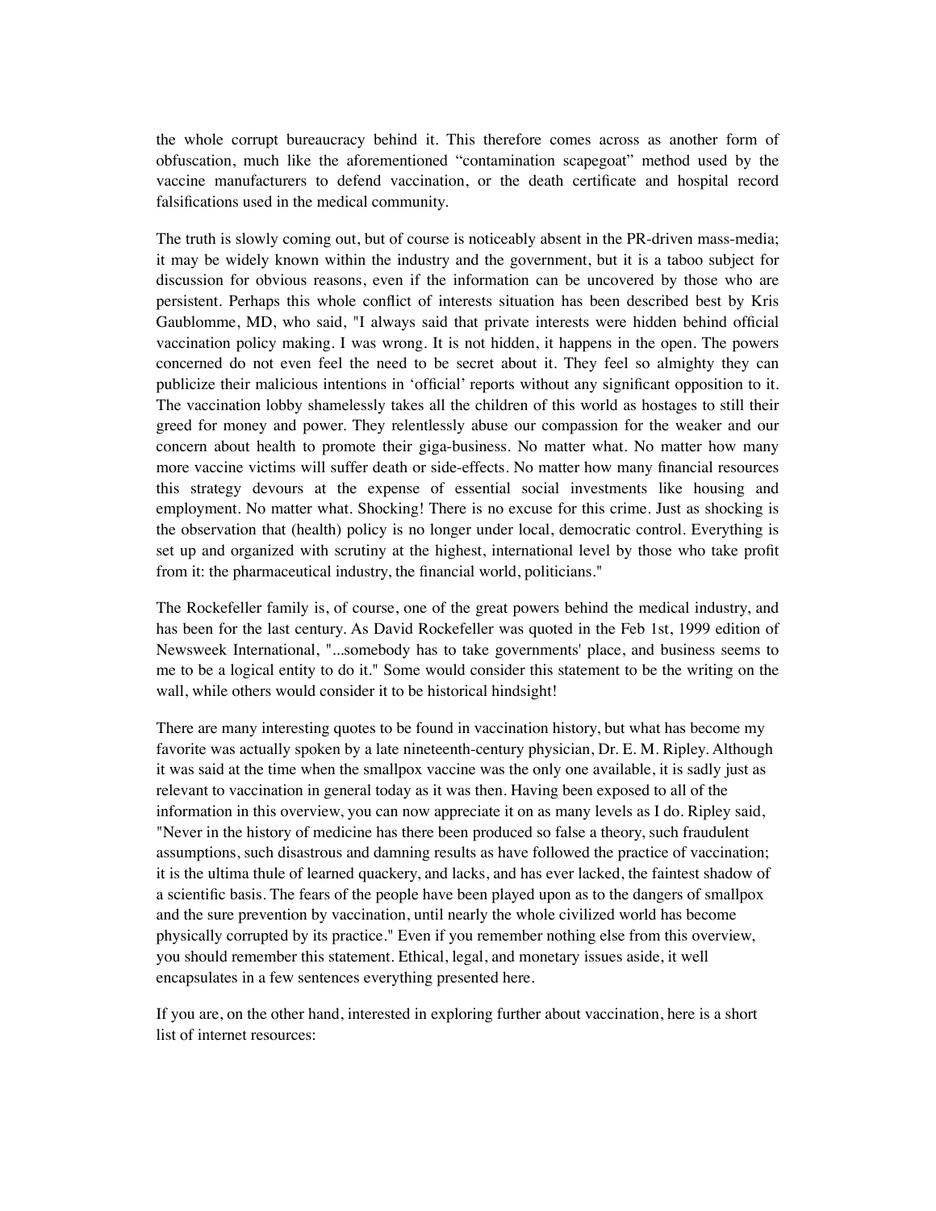the whole corrupt bureaucracy behind it. This therefore comes across as another form of obfuscation, much like the aforementioned "contamination scapegoat" method used by the vaccine manufacturers to defend vaccination, or the death certificate and hospital record falsifications used in the medical community.

The truth is slowly coming out, but of course is noticeably absent in the PR-driven mass-media; it may be widely known within the industry and the government, but it is a taboo subject for discussion for obvious reasons, even if the information can be uncovered by those who are persistent. Perhaps this whole conflict of interests situation has been described best by Kris Gaublomme, MD, who said, "I always said that private interests were hidden behind official vaccination policy making. I was wrong. It is not hidden, it happens in the open. The powers concerned do not even feel the need to be secret about it. They feel so almighty they can publicize their malicious intentions in 'official' reports without any significant opposition to it. The vaccination lobby shamelessly takes all the children of this world as hostages to still their greed for money and power. They relentlessly abuse our compassion for the weaker and our concern about health to promote their giga-business. No matter what. No matter how many more vaccine victims will suffer death or side-effects. No matter how many financial resources this strategy devours at the expense of essential social investments like housing and employment. No matter what. Shocking! There is no excuse for this crime. Just as shocking is the observation that (health) policy is no longer under local, democratic control. Everything is set up and organized with scrutiny at the highest, international level by those who take profit from it: the pharmaceutical industry, the financial world, politicians."

The Rockefeller family is, of course, one of the great powers behind the medical industry, and has been for the last century. As David Rockefeller was quoted in the Feb 1st, 1999 edition of Newsweek International, "...somebody has to take governments' place, and business seems to me to be a logical entity to do it." Some would consider this statement to be the writing on the wall, while others would consider it to be historical hindsight!

There are many interesting quotes to be found in vaccination history, but what has become my favorite was actually spoken by a late nineteenth-century physician, Dr. E. M. Ripley. Although it was said at the time when the smallpox vaccine was the only one available, it is sadly just as relevant to vaccination in general today as it was then. Having been exposed to all of the information in this overview, you can now appreciate it on as many levels as I do. Ripley said, "Never in the history of medicine has there been produced so false a theory, such fraudulent assumptions, such disastrous and damning results as have followed the practice of vaccination; it is the ultima thule of learned quackery, and lacks, and has ever lacked, the faintest shadow of a scientific basis. The fears of the people have been played upon as to the dangers of smallpox and the sure prevention by vaccination, until nearly the whole civilized world has become physically corrupted by its practice." Even if you remember nothing else from this overview, you should remember this statement. Ethical, legal, and monetary issues aside, it well encapsulates in a few sentences everything presented here.

If you are, on the other hand, interested in exploring further about vaccination, here is a short list of internet resources: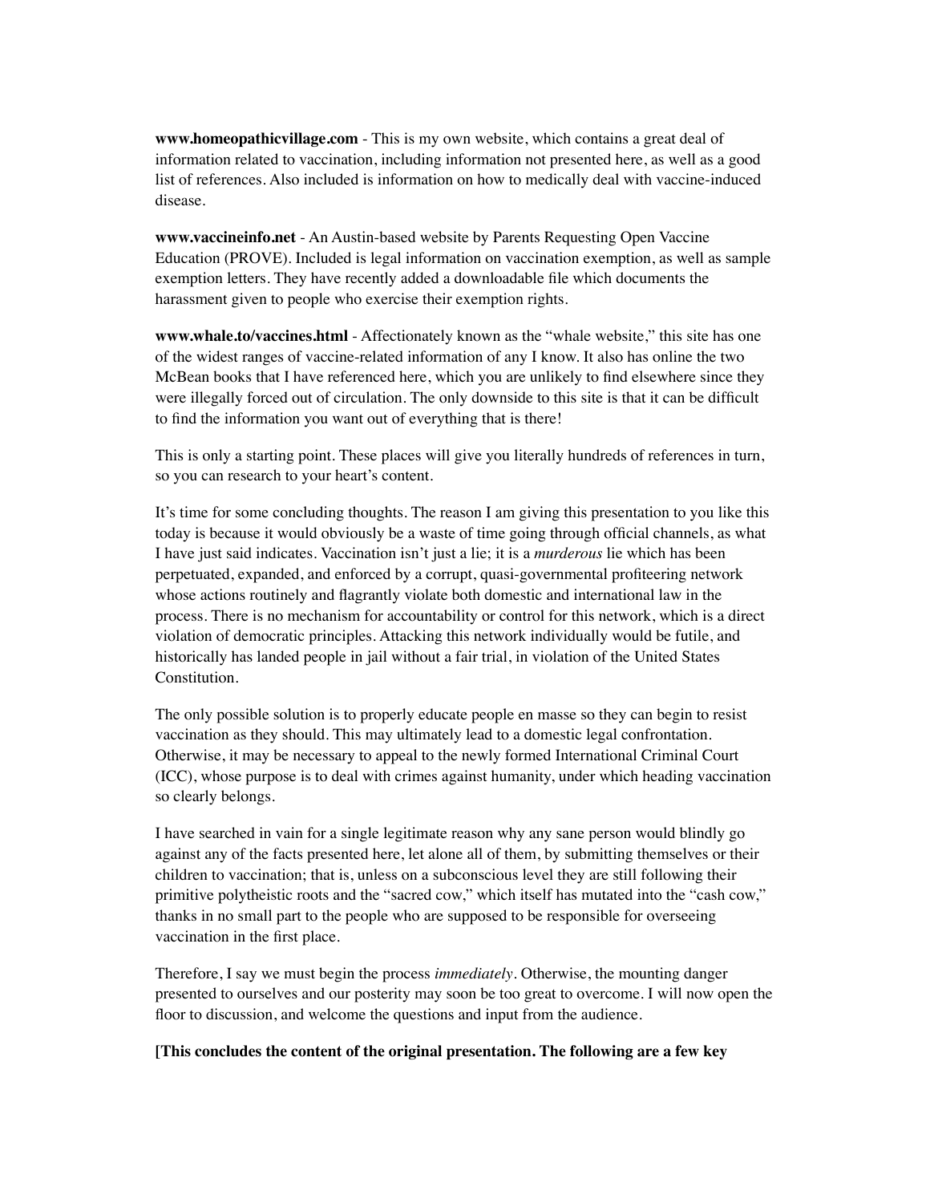**www.homeopathicvillage.com** - This is my own website, which contains a great deal of information related to vaccination, including information not presented here, as well as a good list of references. Also included is information on how to medically deal with vaccine-induced disease.

**www.vaccineinfo.net** - An Austin-based website by Parents Requesting Open Vaccine Education (PROVE). Included is legal information on vaccination exemption, as well as sample exemption letters. They have recently added a downloadable file which documents the harassment given to people who exercise their exemption rights.

**www.whale.to/vaccines.html** - Affectionately known as the "whale website," this site has one of the widest ranges of vaccine-related information of any I know. It also has online the two McBean books that I have referenced here, which you are unlikely to find elsewhere since they were illegally forced out of circulation. The only downside to this site is that it can be difficult to find the information you want out of everything that is there!

This is only a starting point. These places will give you literally hundreds of references in turn, so you can research to your heart's content.

It's time for some concluding thoughts. The reason I am giving this presentation to you like this today is because it would obviously be a waste of time going through official channels, as what I have just said indicates. Vaccination isn't just a lie; it is a *murderous* lie which has been perpetuated, expanded, and enforced by a corrupt, quasi-governmental profiteering network whose actions routinely and flagrantly violate both domestic and international law in the process. There is no mechanism for accountability or control for this network, which is a direct violation of democratic principles. Attacking this network individually would be futile, and historically has landed people in jail without a fair trial, in violation of the United States Constitution.

The only possible solution is to properly educate people en masse so they can begin to resist vaccination as they should. This may ultimately lead to a domestic legal confrontation. Otherwise, it may be necessary to appeal to the newly formed International Criminal Court (ICC), whose purpose is to deal with crimes against humanity, under which heading vaccination so clearly belongs.

I have searched in vain for a single legitimate reason why any sane person would blindly go against any of the facts presented here, let alone all of them, by submitting themselves or their children to vaccination; that is, unless on a subconscious level they are still following their primitive polytheistic roots and the "sacred cow," which itself has mutated into the "cash cow," thanks in no small part to the people who are supposed to be responsible for overseeing vaccination in the first place.

Therefore, I say we must begin the process *immediately*. Otherwise, the mounting danger presented to ourselves and our posterity may soon be too great to overcome. I will now open the floor to discussion, and welcome the questions and input from the audience.

**[This concludes the content of the original presentation. The following are a few key**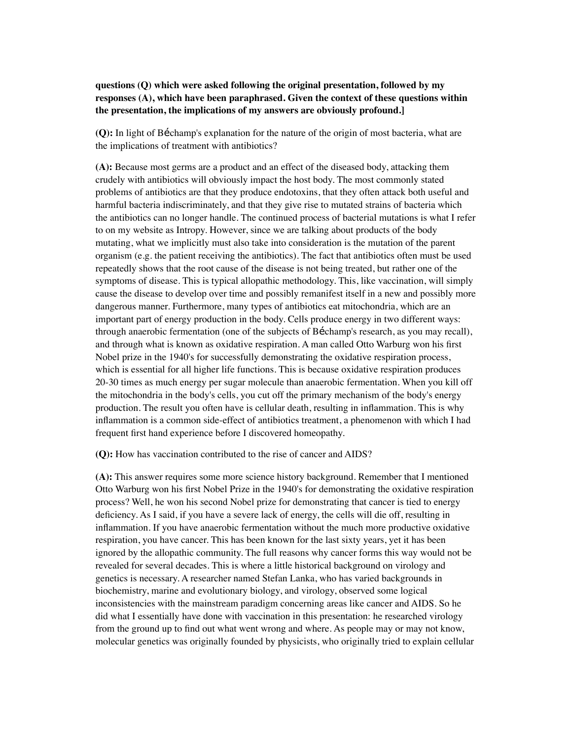**questions (Q) which were asked following the original presentation, followed by my responses (A), which have been paraphrased. Given the context of these questions within the presentation, the implications of my answers are obviously profound.]**

**(Q):** In light of Béchamp's explanation for the nature of the origin of most bacteria, what are the implications of treatment with antibiotics?

**(A):** Because most germs are a product and an effect of the diseased body, attacking them crudely with antibiotics will obviously impact the host body. The most commonly stated problems of antibiotics are that they produce endotoxins, that they often attack both useful and harmful bacteria indiscriminately, and that they give rise to mutated strains of bacteria which the antibiotics can no longer handle. The continued process of bacterial mutations is what I refer to on my website as Intropy. However, since we are talking about products of the body mutating, what we implicitly must also take into consideration is the mutation of the parent organism (e.g. the patient receiving the antibiotics). The fact that antibiotics often must be used repeatedly shows that the root cause of the disease is not being treated, but rather one of the symptoms of disease. This is typical allopathic methodology. This, like vaccination, will simply cause the disease to develop over time and possibly remanifest itself in a new and possibly more dangerous manner. Furthermore, many types of antibiotics eat mitochondria, which are an important part of energy production in the body. Cells produce energy in two different ways: through anaerobic fermentation (one of the subjects of Béchamp's research, as you may recall), and through what is known as oxidative respiration. A man called Otto Warburg won his first Nobel prize in the 1940's for successfully demonstrating the oxidative respiration process, which is essential for all higher life functions. This is because oxidative respiration produces 20-30 times as much energy per sugar molecule than anaerobic fermentation. When you kill off the mitochondria in the body's cells, you cut off the primary mechanism of the body's energy production. The result you often have is cellular death, resulting in inflammation. This is why inflammation is a common side-effect of antibiotics treatment, a phenomenon with which I had frequent first hand experience before I discovered homeopathy.

**(Q):** How has vaccination contributed to the rise of cancer and AIDS?

**(A):** This answer requires some more science history background. Remember that I mentioned Otto Warburg won his first Nobel Prize in the 1940's for demonstrating the oxidative respiration process? Well, he won his second Nobel prize for demonstrating that cancer is tied to energy deficiency. As I said, if you have a severe lack of energy, the cells will die off, resulting in inflammation. If you have anaerobic fermentation without the much more productive oxidative respiration, you have cancer. This has been known for the last sixty years, yet it has been ignored by the allopathic community. The full reasons why cancer forms this way would not be revealed for several decades. This is where a little historical background on virology and genetics is necessary. A researcher named Stefan Lanka, who has varied backgrounds in biochemistry, marine and evolutionary biology, and virology, observed some logical inconsistencies with the mainstream paradigm concerning areas like cancer and AIDS. So he did what I essentially have done with vaccination in this presentation: he researched virology from the ground up to find out what went wrong and where. As people may or may not know, molecular genetics was originally founded by physicists, who originally tried to explain cellular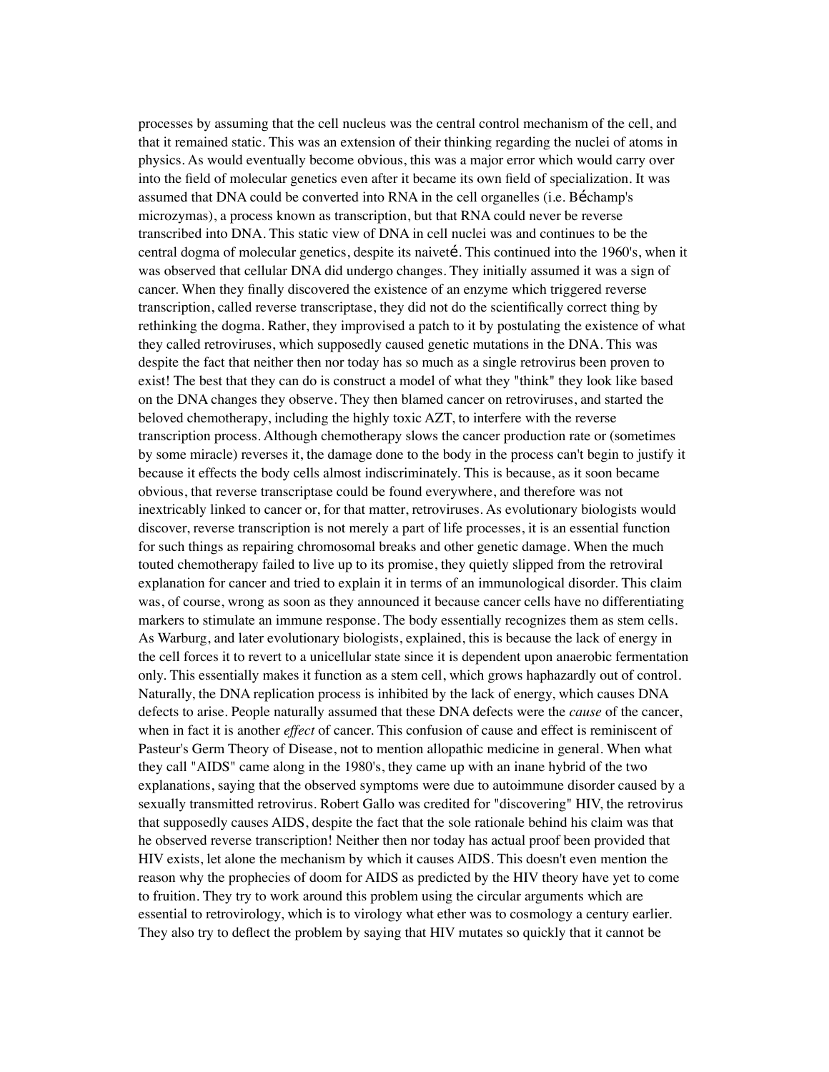processes by assuming that the cell nucleus was the central control mechanism of the cell, and that it remained static. This was an extension of their thinking regarding the nuclei of atoms in physics. As would eventually become obvious, this was a major error which would carry over into the field of molecular genetics even after it became its own field of specialization. It was assumed that DNA could be converted into RNA in the cell organelles (i.e. Béchamp's microzymas), a process known as transcription, but that RNA could never be reverse transcribed into DNA. This static view of DNA in cell nuclei was and continues to be the central dogma of molecular genetics, despite its naiveté. This continued into the 1960's, when it was observed that cellular DNA did undergo changes. They initially assumed it was a sign of cancer. When they finally discovered the existence of an enzyme which triggered reverse transcription, called reverse transcriptase, they did not do the scientifically correct thing by rethinking the dogma. Rather, they improvised a patch to it by postulating the existence of what they called retroviruses, which supposedly caused genetic mutations in the DNA. This was despite the fact that neither then nor today has so much as a single retrovirus been proven to exist! The best that they can do is construct a model of what they "think" they look like based on the DNA changes they observe. They then blamed cancer on retroviruses, and started the beloved chemotherapy, including the highly toxic AZT, to interfere with the reverse transcription process. Although chemotherapy slows the cancer production rate or (sometimes by some miracle) reverses it, the damage done to the body in the process can't begin to justify it because it effects the body cells almost indiscriminately. This is because, as it soon became obvious, that reverse transcriptase could be found everywhere, and therefore was not inextricably linked to cancer or, for that matter, retroviruses. As evolutionary biologists would discover, reverse transcription is not merely a part of life processes, it is an essential function for such things as repairing chromosomal breaks and other genetic damage. When the much touted chemotherapy failed to live up to its promise, they quietly slipped from the retroviral explanation for cancer and tried to explain it in terms of an immunological disorder. This claim was, of course, wrong as soon as they announced it because cancer cells have no differentiating markers to stimulate an immune response. The body essentially recognizes them as stem cells. As Warburg, and later evolutionary biologists, explained, this is because the lack of energy in the cell forces it to revert to a unicellular state since it is dependent upon anaerobic fermentation only. This essentially makes it function as a stem cell, which grows haphazardly out of control. Naturally, the DNA replication process is inhibited by the lack of energy, which causes DNA defects to arise. People naturally assumed that these DNA defects were the *cause* of the cancer, when in fact it is another *effect* of cancer. This confusion of cause and effect is reminiscent of Pasteur's Germ Theory of Disease, not to mention allopathic medicine in general. When what they call "AIDS" came along in the 1980's, they came up with an inane hybrid of the two explanations, saying that the observed symptoms were due to autoimmune disorder caused by a sexually transmitted retrovirus. Robert Gallo was credited for "discovering" HIV, the retrovirus that supposedly causes AIDS, despite the fact that the sole rationale behind his claim was that he observed reverse transcription! Neither then nor today has actual proof been provided that HIV exists, let alone the mechanism by which it causes AIDS. This doesn't even mention the reason why the prophecies of doom for AIDS as predicted by the HIV theory have yet to come to fruition. They try to work around this problem using the circular arguments which are essential to retrovirology, which is to virology what ether was to cosmology a century earlier. They also try to deflect the problem by saying that HIV mutates so quickly that it cannot be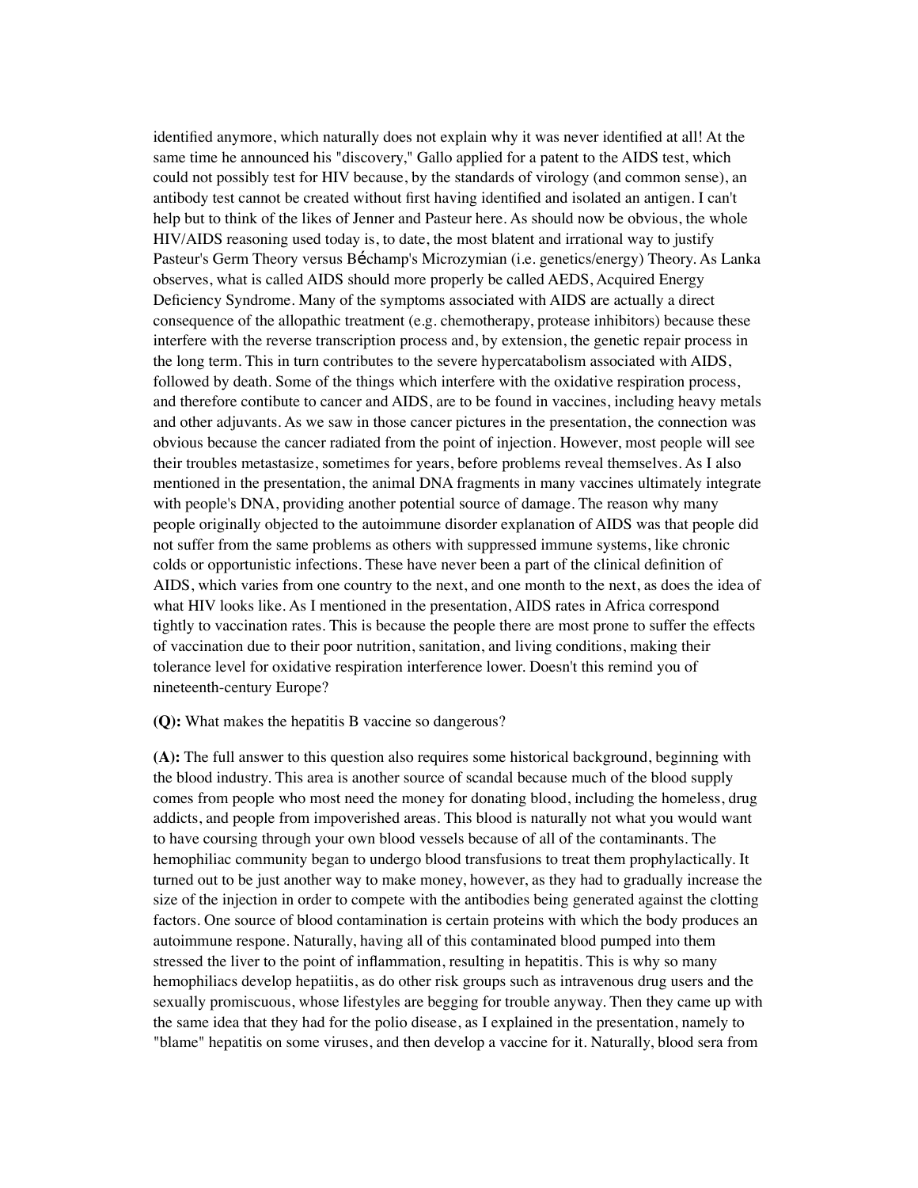identified anymore, which naturally does not explain why it was never identified at all! At the same time he announced his "discovery," Gallo applied for a patent to the AIDS test, which could not possibly test for HIV because, by the standards of virology (and common sense), an antibody test cannot be created without first having identified and isolated an antigen. I can't help but to think of the likes of Jenner and Pasteur here. As should now be obvious, the whole HIV/AIDS reasoning used today is, to date, the most blatent and irrational way to justify Pasteur's Germ Theory versus Béchamp's Microzymian (i.e. genetics/energy) Theory. As Lanka observes, what is called AIDS should more properly be called AEDS, Acquired Energy Deficiency Syndrome. Many of the symptoms associated with AIDS are actually a direct consequence of the allopathic treatment (e.g. chemotherapy, protease inhibitors) because these interfere with the reverse transcription process and, by extension, the genetic repair process in the long term. This in turn contributes to the severe hypercatabolism associated with AIDS, followed by death. Some of the things which interfere with the oxidative respiration process, and therefore contibute to cancer and AIDS, are to be found in vaccines, including heavy metals and other adjuvants. As we saw in those cancer pictures in the presentation, the connection was obvious because the cancer radiated from the point of injection. However, most people will see their troubles metastasize, sometimes for years, before problems reveal themselves. As I also mentioned in the presentation, the animal DNA fragments in many vaccines ultimately integrate with people's DNA, providing another potential source of damage. The reason why many people originally objected to the autoimmune disorder explanation of AIDS was that people did not suffer from the same problems as others with suppressed immune systems, like chronic colds or opportunistic infections. These have never been a part of the clinical definition of AIDS, which varies from one country to the next, and one month to the next, as does the idea of what HIV looks like. As I mentioned in the presentation, AIDS rates in Africa correspond tightly to vaccination rates. This is because the people there are most prone to suffer the effects of vaccination due to their poor nutrition, sanitation, and living conditions, making their tolerance level for oxidative respiration interference lower. Doesn't this remind you of nineteenth-century Europe?

**(Q):** What makes the hepatitis B vaccine so dangerous?

**(A):** The full answer to this question also requires some historical background, beginning with the blood industry. This area is another source of scandal because much of the blood supply comes from people who most need the money for donating blood, including the homeless, drug addicts, and people from impoverished areas. This blood is naturally not what you would want to have coursing through your own blood vessels because of all of the contaminants. The hemophiliac community began to undergo blood transfusions to treat them prophylactically. It turned out to be just another way to make money, however, as they had to gradually increase the size of the injection in order to compete with the antibodies being generated against the clotting factors. One source of blood contamination is certain proteins with which the body produces an autoimmune respone. Naturally, having all of this contaminated blood pumped into them stressed the liver to the point of inflammation, resulting in hepatitis. This is why so many hemophiliacs develop hepatiitis, as do other risk groups such as intravenous drug users and the sexually promiscuous, whose lifestyles are begging for trouble anyway. Then they came up with the same idea that they had for the polio disease, as I explained in the presentation, namely to "blame" hepatitis on some viruses, and then develop a vaccine for it. Naturally, blood sera from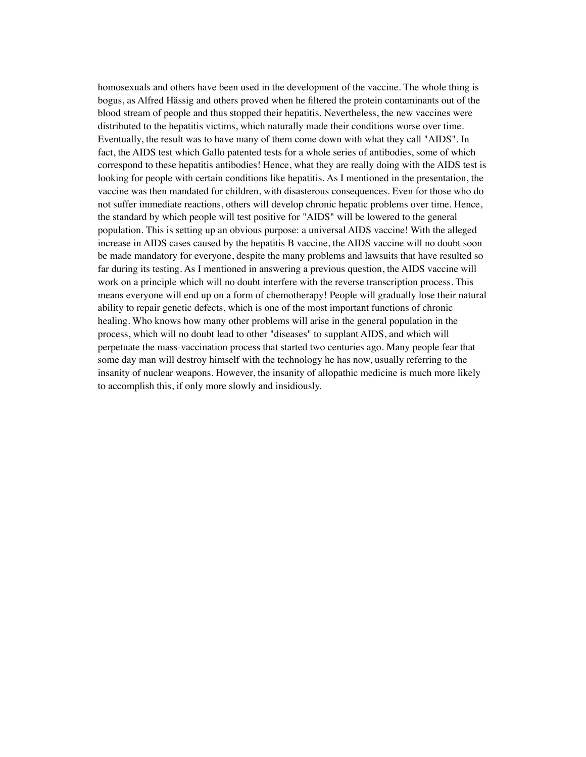homosexuals and others have been used in the development of the vaccine. The whole thing is bogus, as Alfred Hässig and others proved when he filtered the protein contaminants out of the blood stream of people and thus stopped their hepatitis. Nevertheless, the new vaccines were distributed to the hepatitis victims, which naturally made their conditions worse over time. Eventually, the result was to have many of them come down with what they call "AIDS". In fact, the AIDS test which Gallo patented tests for a whole series of antibodies, some of which correspond to these hepatitis antibodies! Hence, what they are really doing with the AIDS test is looking for people with certain conditions like hepatitis. As I mentioned in the presentation, the vaccine was then mandated for children, with disasterous consequences. Even for those who do not suffer immediate reactions, others will develop chronic hepatic problems over time. Hence, the standard by which people will test positive for "AIDS" will be lowered to the general population. This is setting up an obvious purpose: a universal AIDS vaccine! With the alleged increase in AIDS cases caused by the hepatitis B vaccine, the AIDS vaccine will no doubt soon be made mandatory for everyone, despite the many problems and lawsuits that have resulted so far during its testing. As I mentioned in answering a previous question, the AIDS vaccine will work on a principle which will no doubt interfere with the reverse transcription process. This means everyone will end up on a form of chemotherapy! People will gradually lose their natural ability to repair genetic defects, which is one of the most important functions of chronic healing. Who knows how many other problems will arise in the general population in the process, which will no doubt lead to other "diseases" to supplant AIDS, and which will perpetuate the mass-vaccination process that started two centuries ago. Many people fear that some day man will destroy himself with the technology he has now, usually referring to the insanity of nuclear weapons. However, the insanity of allopathic medicine is much more likely to accomplish this, if only more slowly and insidiously.